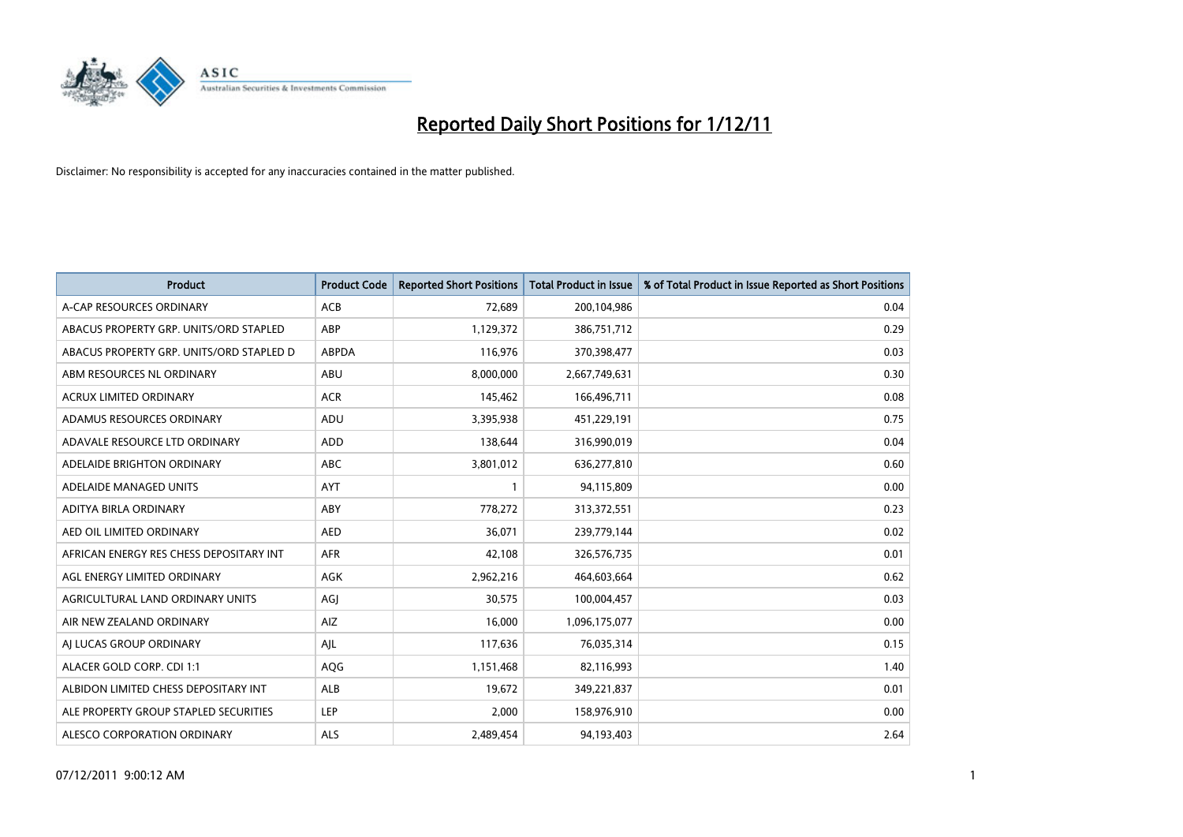# Reported Daily Short Positions for 1/12/11

Disclaimer: No responsibility is accepted for any inaccuracies contained in the matter published.

| Product | Product Code | Reported Short Positions | Total Product in Issue | % of Total Product in Issue Reported as Short Positions |
|---|---|---|---|---|
| A-CAP RESOURCES ORDINARY | ACB | 72,689 | 200,104,986 | 0.04 |
| ABACUS PROPERTY GRP. UNITS/ORD STAPLED | ABP | 1,129,372 | 386,751,712 | 0.29 |
| ABACUS PROPERTY GRP. UNITS/ORD STAPLED D | ABPDA | 116,976 | 370,398,477 | 0.03 |
| ABM RESOURCES NL ORDINARY | ABU | 8,000,000 | 2,667,749,631 | 0.30 |
| ACRUX LIMITED ORDINARY | ACR | 145,462 | 166,496,711 | 0.08 |
| ADAMUS RESOURCES ORDINARY | ADU | 3,395,938 | 451,229,191 | 0.75 |
| ADAVALE RESOURCE LTD ORDINARY | ADD | 138,644 | 316,990,019 | 0.04 |
| ADELAIDE BRIGHTON ORDINARY | ABC | 3,801,012 | 636,277,810 | 0.60 |
| ADELAIDE MANAGED UNITS | AYT | 1 | 94,115,809 | 0.00 |
| ADITYA BIRLA ORDINARY | ABY | 778,272 | 313,372,551 | 0.23 |
| AED OIL LIMITED ORDINARY | AED | 36,071 | 239,779,144 | 0.02 |
| AFRICAN ENERGY RES CHESS DEPOSITARY INT | AFR | 42,108 | 326,576,735 | 0.01 |
| AGL ENERGY LIMITED ORDINARY | AGK | 2,962,216 | 464,603,664 | 0.62 |
| AGRICULTURAL LAND ORDINARY UNITS | AGJ | 30,575 | 100,004,457 | 0.03 |
| AIR NEW ZEALAND ORDINARY | AIZ | 16,000 | 1,096,175,077 | 0.00 |
| AJ LUCAS GROUP ORDINARY | AJL | 117,636 | 76,035,314 | 0.15 |
| ALACER GOLD CORP. CDI 1:1 | AQG | 1,151,468 | 82,116,993 | 1.40 |
| ALBIDON LIMITED CHESS DEPOSITARY INT | ALB | 19,672 | 349,221,837 | 0.01 |
| ALE PROPERTY GROUP STAPLED SECURITIES | LEP | 2,000 | 158,976,910 | 0.00 |
| ALESCO CORPORATION ORDINARY | ALS | 2,489,454 | 94,193,403 | 2.64 |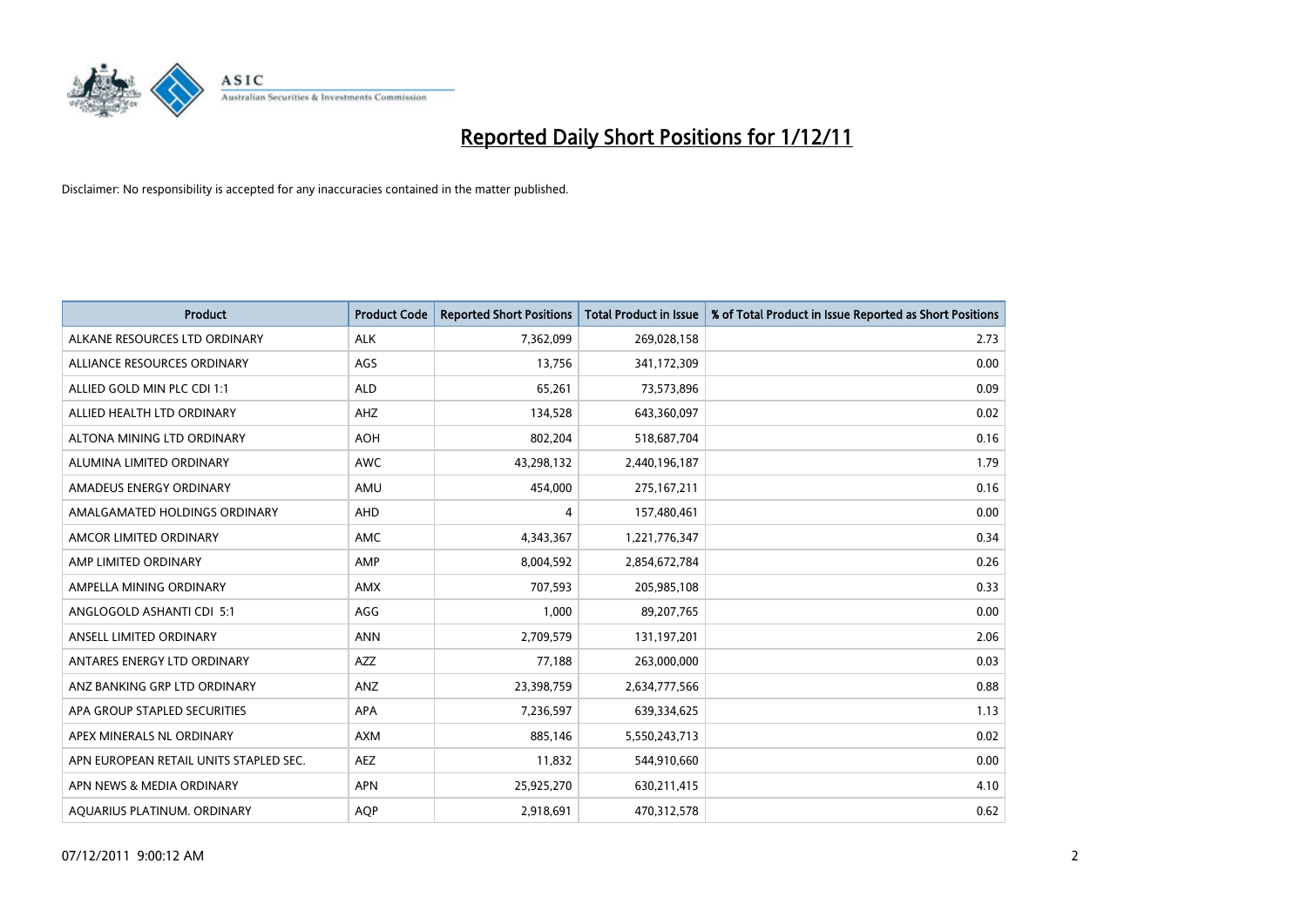# Reported Daily Short Positions for 1/12/11

Disclaimer: No responsibility is accepted for any inaccuracies contained in the matter published.

| Product | Product Code | Reported Short Positions | Total Product in Issue | % of Total Product in Issue Reported as Short Positions |
|---|---|---|---|---|
| ALKANE RESOURCES LTD ORDINARY | ALK | 7,362,099 | 269,028,158 | 2.73 |
| ALLIANCE RESOURCES ORDINARY | AGS | 13,756 | 341,172,309 | 0.00 |
| ALLIED GOLD MIN PLC CDI 1:1 | ALD | 65,261 | 73,573,896 | 0.09 |
| ALLIED HEALTH LTD ORDINARY | AHZ | 134,528 | 643,360,097 | 0.02 |
| ALTONA MINING LTD ORDINARY | AOH | 802,204 | 518,687,704 | 0.16 |
| ALUMINA LIMITED ORDINARY | AWC | 43,298,132 | 2,440,196,187 | 1.79 |
| AMADEUS ENERGY ORDINARY | AMU | 454,000 | 275,167,211 | 0.16 |
| AMALGAMATED HOLDINGS ORDINARY | AHD | 4 | 157,480,461 | 0.00 |
| AMCOR LIMITED ORDINARY | AMC | 4,343,367 | 1,221,776,347 | 0.34 |
| AMP LIMITED ORDINARY | AMP | 8,004,592 | 2,854,672,784 | 0.26 |
| AMPELLA MINING ORDINARY | AMX | 707,593 | 205,985,108 | 0.33 |
| ANGLOGOLD ASHANTI CDI 5:1 | AGG | 1,000 | 89,207,765 | 0.00 |
| ANSELL LIMITED ORDINARY | ANN | 2,709,579 | 131,197,201 | 2.06 |
| ANTARES ENERGY LTD ORDINARY | AZZ | 77,188 | 263,000,000 | 0.03 |
| ANZ BANKING GRP LTD ORDINARY | ANZ | 23,398,759 | 2,634,777,566 | 0.88 |
| APA GROUP STAPLED SECURITIES | APA | 7,236,597 | 639,334,625 | 1.13 |
| APEX MINERALS NL ORDINARY | AXM | 885,146 | 5,550,243,713 | 0.02 |
| APN EUROPEAN RETAIL UNITS STAPLED SEC. | AEZ | 11,832 | 544,910,660 | 0.00 |
| APN NEWS & MEDIA ORDINARY | APN | 25,925,270 | 630,211,415 | 4.10 |
| AQUARIUS PLATINUM. ORDINARY | AQP | 2,918,691 | 470,312,578 | 0.62 |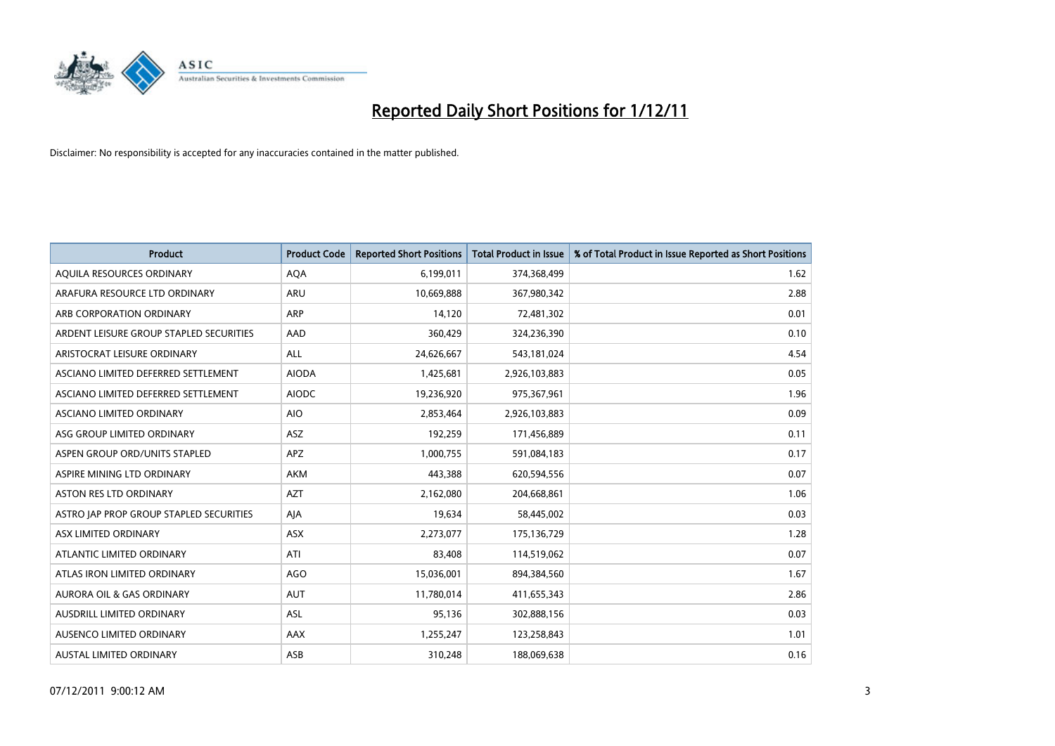# Reported Daily Short Positions for 1/12/11

Disclaimer: No responsibility is accepted for any inaccuracies contained in the matter published.

| Product | Product Code | Reported Short Positions | Total Product in Issue | % of Total Product in Issue Reported as Short Positions |
|---|---|---|---|---|
| AQUILA RESOURCES ORDINARY | AQA | 6,199,011 | 374,368,499 | 1.62 |
| ARAFURA RESOURCE LTD ORDINARY | ARU | 10,669,888 | 367,980,342 | 2.88 |
| ARB CORPORATION ORDINARY | ARP | 14,120 | 72,481,302 | 0.01 |
| ARDENT LEISURE GROUP STAPLED SECURITIES | AAD | 360,429 | 324,236,390 | 0.10 |
| ARISTOCRAT LEISURE ORDINARY | ALL | 24,626,667 | 543,181,024 | 4.54 |
| ASCIANO LIMITED DEFERRED SETTLEMENT | AIODA | 1,425,681 | 2,926,103,883 | 0.05 |
| ASCIANO LIMITED DEFERRED SETTLEMENT | AIODC | 19,236,920 | 975,367,961 | 1.96 |
| ASCIANO LIMITED ORDINARY | AIO | 2,853,464 | 2,926,103,883 | 0.09 |
| ASG GROUP LIMITED ORDINARY | ASZ | 192,259 | 171,456,889 | 0.11 |
| ASPEN GROUP ORD/UNITS STAPLED | APZ | 1,000,755 | 591,084,183 | 0.17 |
| ASPIRE MINING LTD ORDINARY | AKM | 443,388 | 620,594,556 | 0.07 |
| ASTON RES LTD ORDINARY | AZT | 2,162,080 | 204,668,861 | 1.06 |
| ASTRO JAP PROP GROUP STAPLED SECURITIES | AJA | 19,634 | 58,445,002 | 0.03 |
| ASX LIMITED ORDINARY | ASX | 2,273,077 | 175,136,729 | 1.28 |
| ATLANTIC LIMITED ORDINARY | ATI | 83,408 | 114,519,062 | 0.07 |
| ATLAS IRON LIMITED ORDINARY | AGO | 15,036,001 | 894,384,560 | 1.67 |
| AURORA OIL & GAS ORDINARY | AUT | 11,780,014 | 411,655,343 | 2.86 |
| AUSDRILL LIMITED ORDINARY | ASL | 95,136 | 302,888,156 | 0.03 |
| AUSENCO LIMITED ORDINARY | AAX | 1,255,247 | 123,258,843 | 1.01 |
| AUSTAL LIMITED ORDINARY | ASB | 310,248 | 188,069,638 | 0.16 |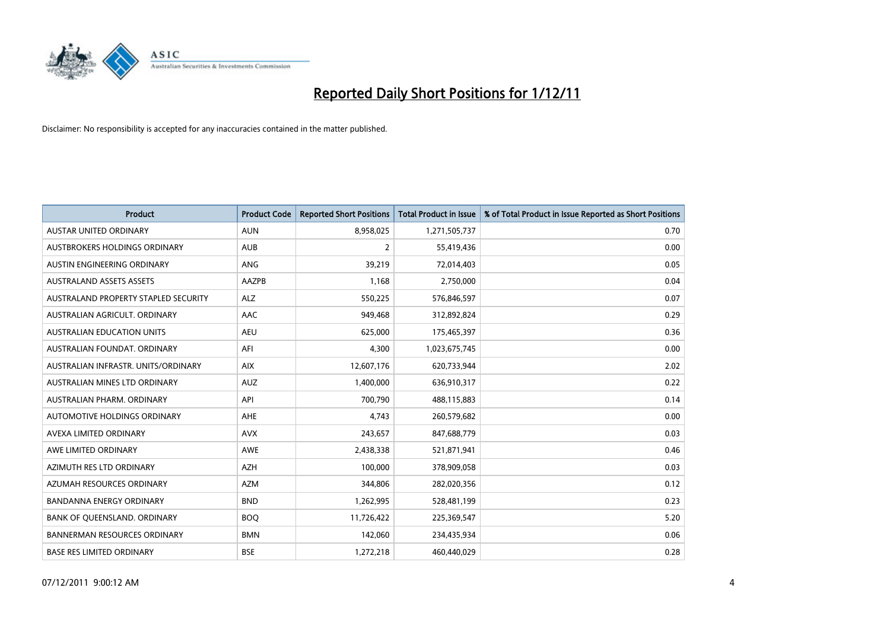# Reported Daily Short Positions for 1/12/11

Disclaimer: No responsibility is accepted for any inaccuracies contained in the matter published.

| Product | Product Code | Reported Short Positions | Total Product in Issue | % of Total Product in Issue Reported as Short Positions |
|---|---|---|---|---|
| AUSTAR UNITED ORDINARY | AUN | 8,958,025 | 1,271,505,737 | 0.70 |
| AUSTBROKERS HOLDINGS ORDINARY | AUB | 2 | 55,419,436 | 0.00 |
| AUSTIN ENGINEERING ORDINARY | ANG | 39,219 | 72,014,403 | 0.05 |
| AUSTRALAND ASSETS ASSETS | AAZPB | 1,168 | 2,750,000 | 0.04 |
| AUSTRALAND PROPERTY STAPLED SECURITY | ALZ | 550,225 | 576,846,597 | 0.07 |
| AUSTRALIAN AGRICULT. ORDINARY | AAC | 949,468 | 312,892,824 | 0.29 |
| AUSTRALIAN EDUCATION UNITS | AEU | 625,000 | 175,465,397 | 0.36 |
| AUSTRALIAN FOUNDAT. ORDINARY | AFI | 4,300 | 1,023,675,745 | 0.00 |
| AUSTRALIAN INFRASTR. UNITS/ORDINARY | AIX | 12,607,176 | 620,733,944 | 2.02 |
| AUSTRALIAN MINES LTD ORDINARY | AUZ | 1,400,000 | 636,910,317 | 0.22 |
| AUSTRALIAN PHARM. ORDINARY | API | 700,790 | 488,115,883 | 0.14 |
| AUTOMOTIVE HOLDINGS ORDINARY | AHE | 4,743 | 260,579,682 | 0.00 |
| AVEXA LIMITED ORDINARY | AVX | 243,657 | 847,688,779 | 0.03 |
| AWE LIMITED ORDINARY | AWE | 2,438,338 | 521,871,941 | 0.46 |
| AZIMUTH RES LTD ORDINARY | AZH | 100,000 | 378,909,058 | 0.03 |
| AZUMAH RESOURCES ORDINARY | AZM | 344,806 | 282,020,356 | 0.12 |
| BANDANNA ENERGY ORDINARY | BND | 1,262,995 | 528,481,199 | 0.23 |
| BANK OF QUEENSLAND. ORDINARY | BOQ | 11,726,422 | 225,369,547 | 5.20 |
| BANNERMAN RESOURCES ORDINARY | BMN | 142,060 | 234,435,934 | 0.06 |
| BASE RES LIMITED ORDINARY | BSE | 1,272,218 | 460,440,029 | 0.28 |

07/12/2011 9:00:12 AM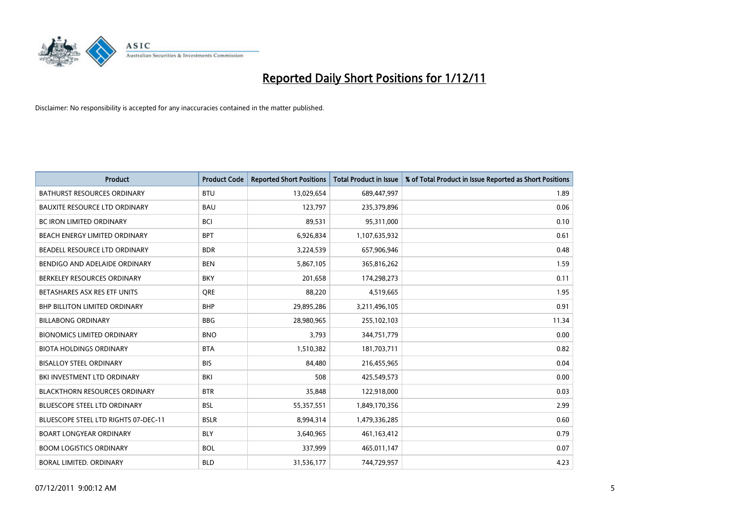# Reported Daily Short Positions for 1/12/11

Disclaimer: No responsibility is accepted for any inaccuracies contained in the matter published.

| Product | Product Code | Reported Short Positions | Total Product in Issue | % of Total Product in Issue Reported as Short Positions |
|---|---|---|---|---|
| BATHURST RESOURCES ORDINARY | BTU | 13,029,654 | 689,447,997 | 1.89 |
| BAUXITE RESOURCE LTD ORDINARY | BAU | 123,797 | 235,379,896 | 0.06 |
| BC IRON LIMITED ORDINARY | BCI | 89,531 | 95,311,000 | 0.10 |
| BEACH ENERGY LIMITED ORDINARY | BPT | 6,926,834 | 1,107,635,932 | 0.61 |
| BEADELL RESOURCE LTD ORDINARY | BDR | 3,224,539 | 657,906,946 | 0.48 |
| BENDIGO AND ADELAIDE ORDINARY | BEN | 5,867,105 | 365,816,262 | 1.59 |
| BERKELEY RESOURCES ORDINARY | BKY | 201,658 | 174,298,273 | 0.11 |
| BETASHARES ASX RES ETF UNITS | QRE | 88,220 | 4,519,665 | 1.95 |
| BHP BILLITON LIMITED ORDINARY | BHP | 29,895,286 | 3,211,496,105 | 0.91 |
| BILLABONG ORDINARY | BBG | 28,980,965 | 255,102,103 | 11.34 |
| BIONOMICS LIMITED ORDINARY | BNO | 3,793 | 344,751,779 | 0.00 |
| BIOTA HOLDINGS ORDINARY | BTA | 1,510,382 | 181,703,711 | 0.82 |
| BISALLOY STEEL ORDINARY | BIS | 84,480 | 216,455,965 | 0.04 |
| BKI INVESTMENT LTD ORDINARY | BKI | 508 | 425,549,573 | 0.00 |
| BLACKTHORN RESOURCES ORDINARY | BTR | 35,848 | 122,918,000 | 0.03 |
| BLUESCOPE STEEL LTD ORDINARY | BSL | 55,357,551 | 1,849,170,356 | 2.99 |
| BLUESCOPE STEEL LTD RIGHTS 07-DEC-11 | BSLR | 8,994,314 | 1,479,336,285 | 0.60 |
| BOART LONGYEAR ORDINARY | BLY | 3,640,965 | 461,163,412 | 0.79 |
| BOOM LOGISTICS ORDINARY | BOL | 337,999 | 465,011,147 | 0.07 |
| BORAL LIMITED. ORDINARY | BLD | 31,536,177 | 744,729,957 | 4.23 |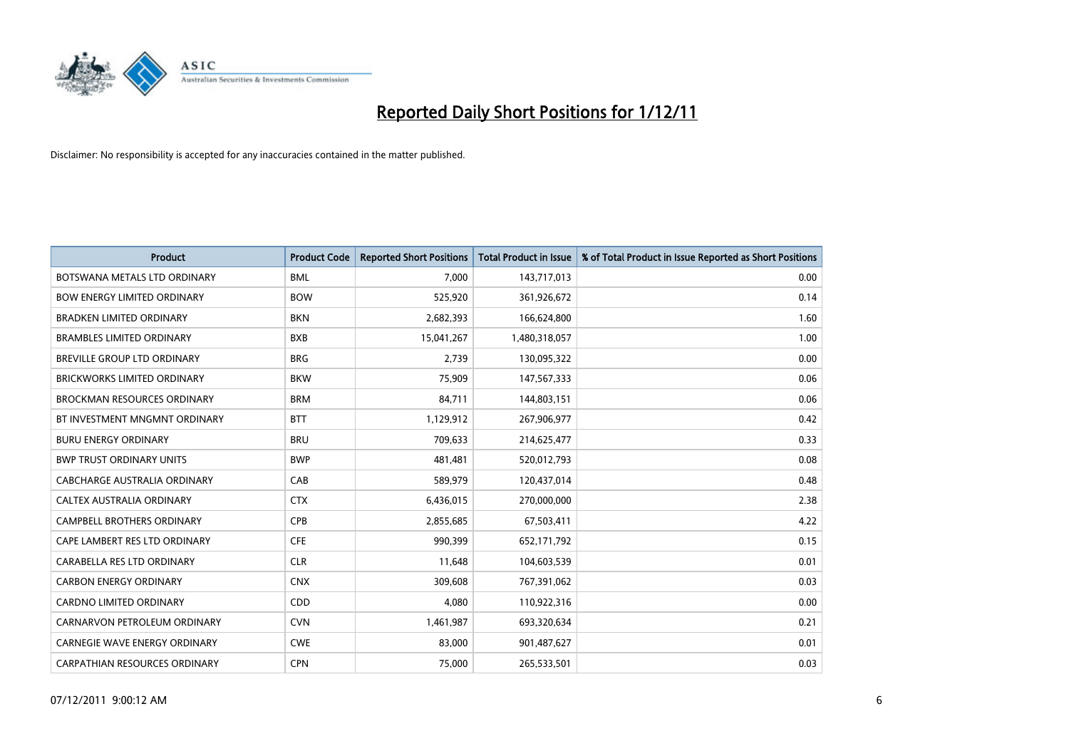# Reported Daily Short Positions for 1/12/11

Disclaimer: No responsibility is accepted for any inaccuracies contained in the matter published.

| Product | Product Code | Reported Short Positions | Total Product in Issue | % of Total Product in Issue Reported as Short Positions |
|---|---|---|---|---|
| BOTSWANA METALS LTD ORDINARY | BML | 7,000 | 143,717,013 | 0.00 |
| BOW ENERGY LIMITED ORDINARY | BOW | 525,920 | 361,926,672 | 0.14 |
| BRADKEN LIMITED ORDINARY | BKN | 2,682,393 | 166,624,800 | 1.60 |
| BRAMBLES LIMITED ORDINARY | BXB | 15,041,267 | 1,480,318,057 | 1.00 |
| BREVILLE GROUP LTD ORDINARY | BRG | 2,739 | 130,095,322 | 0.00 |
| BRICKWORKS LIMITED ORDINARY | BKW | 75,909 | 147,567,333 | 0.06 |
| BROCKMAN RESOURCES ORDINARY | BRM | 84,711 | 144,803,151 | 0.06 |
| BT INVESTMENT MNGMNT ORDINARY | BTT | 1,129,912 | 267,906,977 | 0.42 |
| BURU ENERGY ORDINARY | BRU | 709,633 | 214,625,477 | 0.33 |
| BWP TRUST ORDINARY UNITS | BWP | 481,481 | 520,012,793 | 0.08 |
| CABCHARGE AUSTRALIA ORDINARY | CAB | 589,979 | 120,437,014 | 0.48 |
| CALTEX AUSTRALIA ORDINARY | CTX | 6,436,015 | 270,000,000 | 2.38 |
| CAMPBELL BROTHERS ORDINARY | CPB | 2,855,685 | 67,503,411 | 4.22 |
| CAPE LAMBERT RES LTD ORDINARY | CFE | 990,399 | 652,171,792 | 0.15 |
| CARABELLA RES LTD ORDINARY | CLR | 11,648 | 104,603,539 | 0.01 |
| CARBON ENERGY ORDINARY | CNX | 309,608 | 767,391,062 | 0.03 |
| CARDNO LIMITED ORDINARY | CDD | 4,080 | 110,922,316 | 0.00 |
| CARNARVON PETROLEUM ORDINARY | CVN | 1,461,987 | 693,320,634 | 0.21 |
| CARNEGIE WAVE ENERGY ORDINARY | CWE | 83,000 | 901,487,627 | 0.01 |
| CARPATHIAN RESOURCES ORDINARY | CPN | 75,000 | 265,533,501 | 0.03 |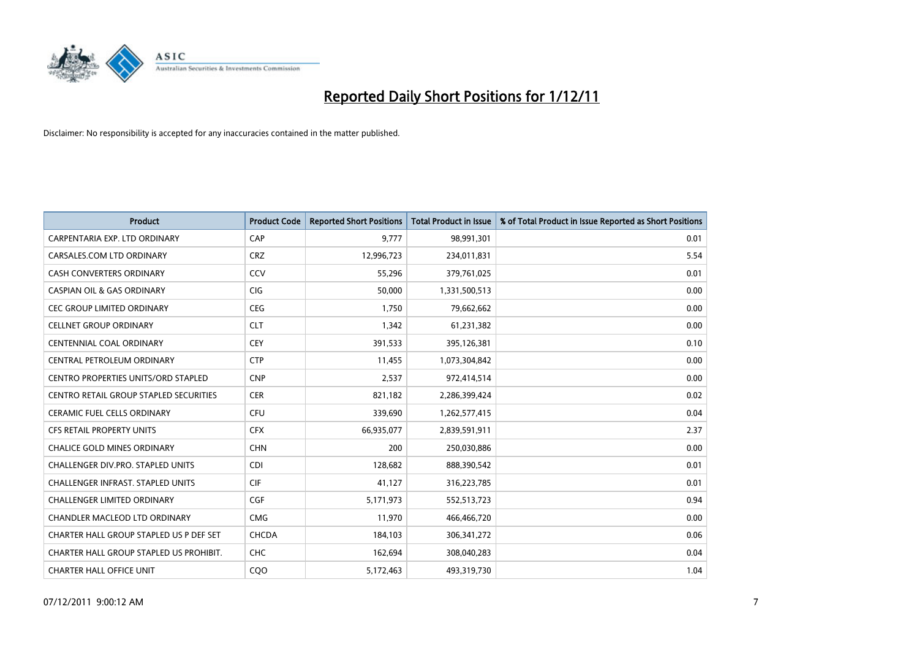# Reported Daily Short Positions for 1/12/11

Disclaimer: No responsibility is accepted for any inaccuracies contained in the matter published.

| Product | Product Code | Reported Short Positions | Total Product in Issue | % of Total Product in Issue Reported as Short Positions |
|---|---|---|---|---|
| CARPENTARIA EXP. LTD ORDINARY | CAP | 9,777 | 98,991,301 | 0.01 |
| CARSALES.COM LTD ORDINARY | CRZ | 12,996,723 | 234,011,831 | 5.54 |
| CASH CONVERTERS ORDINARY | CCV | 55,296 | 379,761,025 | 0.01 |
| CASPIAN OIL & GAS ORDINARY | CIG | 50,000 | 1,331,500,513 | 0.00 |
| CEC GROUP LIMITED ORDINARY | CEG | 1,750 | 79,662,662 | 0.00 |
| CELLNET GROUP ORDINARY | CLT | 1,342 | 61,231,382 | 0.00 |
| CENTENNIAL COAL ORDINARY | CEY | 391,533 | 395,126,381 | 0.10 |
| CENTRAL PETROLEUM ORDINARY | CTP | 11,455 | 1,073,304,842 | 0.00 |
| CENTRO PROPERTIES UNITS/ORD STAPLED | CNP | 2,537 | 972,414,514 | 0.00 |
| CENTRO RETAIL GROUP STAPLED SECURITIES | CER | 821,182 | 2,286,399,424 | 0.02 |
| CERAMIC FUEL CELLS ORDINARY | CFU | 339,690 | 1,262,577,415 | 0.04 |
| CFS RETAIL PROPERTY UNITS | CFX | 66,935,077 | 2,839,591,911 | 2.37 |
| CHALICE GOLD MINES ORDINARY | CHN | 200 | 250,030,886 | 0.00 |
| CHALLENGER DIV.PRO. STAPLED UNITS | CDI | 128,682 | 888,390,542 | 0.01 |
| CHALLENGER INFRAST. STAPLED UNITS | CIF | 41,127 | 316,223,785 | 0.01 |
| CHALLENGER LIMITED ORDINARY | CGF | 5,171,973 | 552,513,723 | 0.94 |
| CHANDLER MACLEOD LTD ORDINARY | CMG | 11,970 | 466,466,720 | 0.00 |
| CHARTER HALL GROUP STAPLED US P DEF SET | CHCDA | 184,103 | 306,341,272 | 0.06 |
| CHARTER HALL GROUP STAPLED US PROHIBIT. | CHC | 162,694 | 308,040,283 | 0.04 |
| CHARTER HALL OFFICE UNIT | CQO | 5,172,463 | 493,319,730 | 1.04 |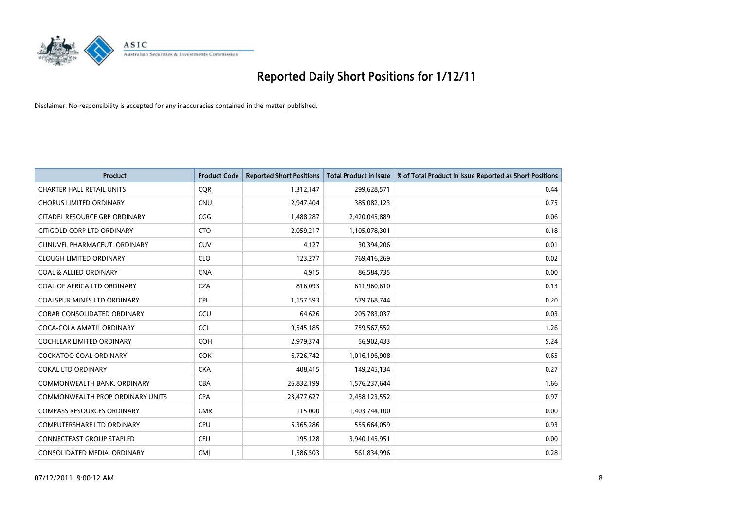# Reported Daily Short Positions for 1/12/11

Disclaimer: No responsibility is accepted for any inaccuracies contained in the matter published.

| Product | Product Code | Reported Short Positions | Total Product in Issue | % of Total Product in Issue Reported as Short Positions |
|---|---|---|---|---|
| CHARTER HALL RETAIL UNITS | CQR | 1,312,147 | 299,628,571 | 0.44 |
| CHORUS LIMITED ORDINARY | CNU | 2,947,404 | 385,082,123 | 0.75 |
| CITADEL RESOURCE GRP ORDINARY | CGG | 1,488,287 | 2,420,045,889 | 0.06 |
| CITIGOLD CORP LTD ORDINARY | CTO | 2,059,217 | 1,105,078,301 | 0.18 |
| CLINUVEL PHARMACEUT. ORDINARY | CUV | 4,127 | 30,394,206 | 0.01 |
| CLOUGH LIMITED ORDINARY | CLO | 123,277 | 769,416,269 | 0.02 |
| COAL & ALLIED ORDINARY | CNA | 4,915 | 86,584,735 | 0.00 |
| COAL OF AFRICA LTD ORDINARY | CZA | 816,093 | 611,960,610 | 0.13 |
| COALSPUR MINES LTD ORDINARY | CPL | 1,157,593 | 579,768,744 | 0.20 |
| COBAR CONSOLIDATED ORDINARY | CCU | 64,626 | 205,783,037 | 0.03 |
| COCA-COLA AMATIL ORDINARY | CCL | 9,545,185 | 759,567,552 | 1.26 |
| COCHLEAR LIMITED ORDINARY | COH | 2,979,374 | 56,902,433 | 5.24 |
| COCKATOO COAL ORDINARY | COK | 6,726,742 | 1,016,196,908 | 0.65 |
| COKAL LTD ORDINARY | CKA | 408,415 | 149,245,134 | 0.27 |
| COMMONWEALTH BANK. ORDINARY | CBA | 26,832,199 | 1,576,237,644 | 1.66 |
| COMMONWEALTH PROP ORDINARY UNITS | CPA | 23,477,627 | 2,458,123,552 | 0.97 |
| COMPASS RESOURCES ORDINARY | CMR | 115,000 | 1,403,744,100 | 0.00 |
| COMPUTERSHARE LTD ORDINARY | CPU | 5,365,286 | 555,664,059 | 0.93 |
| CONNECTEAST GROUP STAPLED | CEU | 195,128 | 3,940,145,951 | 0.00 |
| CONSOLIDATED MEDIA. ORDINARY | CMJ | 1,586,503 | 561,834,996 | 0.28 |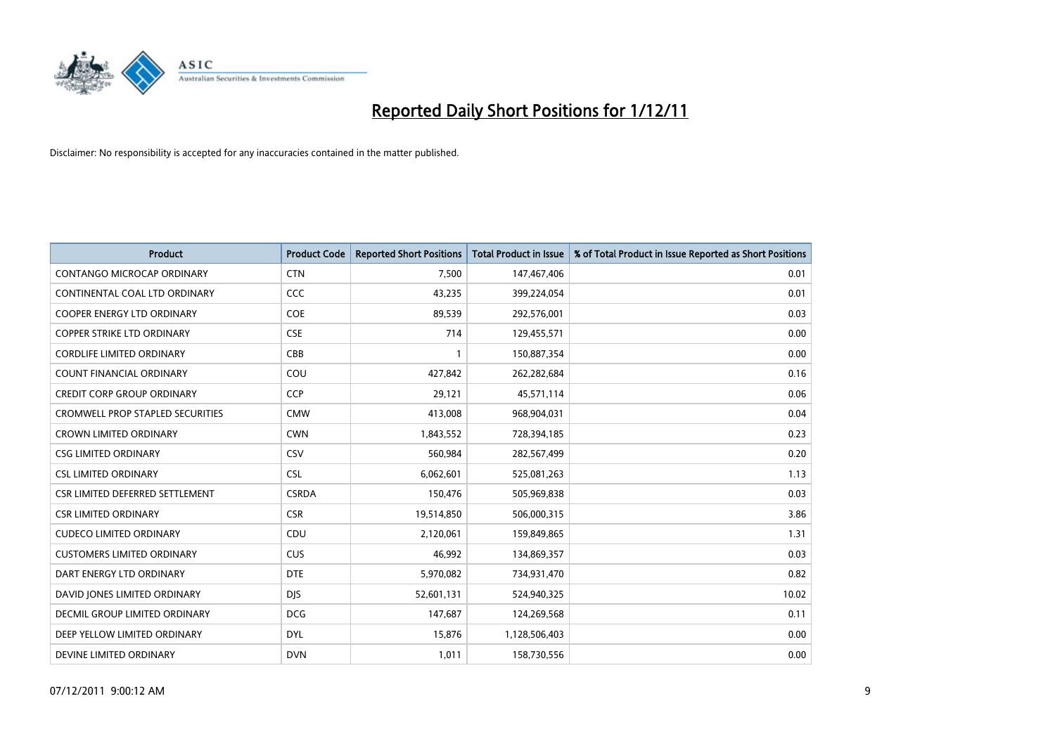# Reported Daily Short Positions for 1/12/11

Disclaimer: No responsibility is accepted for any inaccuracies contained in the matter published.

| Product | Product Code | Reported Short Positions | Total Product in Issue | % of Total Product in Issue Reported as Short Positions |
| --- | --- | --- | --- | --- |
| CONTANGO MICROCAP ORDINARY | CTN | 7,500 | 147,467,406 | 0.01 |
| CONTINENTAL COAL LTD ORDINARY | CCC | 43,235 | 399,224,054 | 0.01 |
| COOPER ENERGY LTD ORDINARY | COE | 89,539 | 292,576,001 | 0.03 |
| COPPER STRIKE LTD ORDINARY | CSE | 714 | 129,455,571 | 0.00 |
| CORDLIFE LIMITED ORDINARY | CBB | 1 | 150,887,354 | 0.00 |
| COUNT FINANCIAL ORDINARY | COU | 427,842 | 262,282,684 | 0.16 |
| CREDIT CORP GROUP ORDINARY | CCP | 29,121 | 45,571,114 | 0.06 |
| CROMWELL PROP STAPLED SECURITIES | CMW | 413,008 | 968,904,031 | 0.04 |
| CROWN LIMITED ORDINARY | CWN | 1,843,552 | 728,394,185 | 0.23 |
| CSG LIMITED ORDINARY | CSV | 560,984 | 282,567,499 | 0.20 |
| CSL LIMITED ORDINARY | CSL | 6,062,601 | 525,081,263 | 1.13 |
| CSR LIMITED DEFERRED SETTLEMENT | CSRDA | 150,476 | 505,969,838 | 0.03 |
| CSR LIMITED ORDINARY | CSR | 19,514,850 | 506,000,315 | 3.86 |
| CUDECO LIMITED ORDINARY | CDU | 2,120,061 | 159,849,865 | 1.31 |
| CUSTOMERS LIMITED ORDINARY | CUS | 46,992 | 134,869,357 | 0.03 |
| DART ENERGY LTD ORDINARY | DTE | 5,970,082 | 734,931,470 | 0.82 |
| DAVID JONES LIMITED ORDINARY | DJS | 52,601,131 | 524,940,325 | 10.02 |
| DECMIL GROUP LIMITED ORDINARY | DCG | 147,687 | 124,269,568 | 0.11 |
| DEEP YELLOW LIMITED ORDINARY | DYL | 15,876 | 1,128,506,403 | 0.00 |
| DEVINE LIMITED ORDINARY | DVN | 1,011 | 158,730,556 | 0.00 |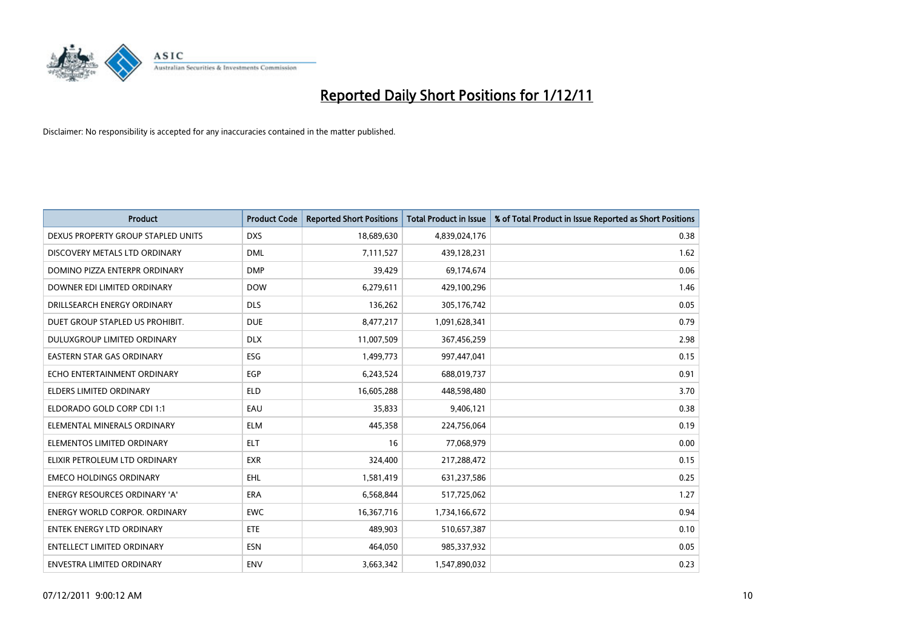# Reported Daily Short Positions for 1/12/11

Disclaimer: No responsibility is accepted for any inaccuracies contained in the matter published.

| Product | Product Code | Reported Short Positions | Total Product in Issue | % of Total Product in Issue Reported as Short Positions |
|---|---|---|---|---|
| DEXUS PROPERTY GROUP STAPLED UNITS | DXS | 18,689,630 | 4,839,024,176 | 0.38 |
| DISCOVERY METALS LTD ORDINARY | DML | 7,111,527 | 439,128,231 | 1.62 |
| DOMINO PIZZA ENTERPR ORDINARY | DMP | 39,429 | 69,174,674 | 0.06 |
| DOWNER EDI LIMITED ORDINARY | DOW | 6,279,611 | 429,100,296 | 1.46 |
| DRILLSEARCH ENERGY ORDINARY | DLS | 136,262 | 305,176,742 | 0.05 |
| DUET GROUP STAPLED US PROHIBIT. | DUE | 8,477,217 | 1,091,628,341 | 0.79 |
| DULUXGROUP LIMITED ORDINARY | DLX | 11,007,509 | 367,456,259 | 2.98 |
| EASTERN STAR GAS ORDINARY | ESG | 1,499,773 | 997,447,041 | 0.15 |
| ECHO ENTERTAINMENT ORDINARY | EGP | 6,243,524 | 688,019,737 | 0.91 |
| ELDERS LIMITED ORDINARY | ELD | 16,605,288 | 448,598,480 | 3.70 |
| ELDORADO GOLD CORP CDI 1:1 | EAU | 35,833 | 9,406,121 | 0.38 |
| ELEMENTAL MINERALS ORDINARY | ELM | 445,358 | 224,756,064 | 0.19 |
| ELEMENTOS LIMITED ORDINARY | ELT | 16 | 77,068,979 | 0.00 |
| ELIXIR PETROLEUM LTD ORDINARY | EXR | 324,400 | 217,288,472 | 0.15 |
| EMECO HOLDINGS ORDINARY | EHL | 1,581,419 | 631,237,586 | 0.25 |
| ENERGY RESOURCES ORDINARY 'A' | ERA | 6,568,844 | 517,725,062 | 1.27 |
| ENERGY WORLD CORPOR. ORDINARY | EWC | 16,367,716 | 1,734,166,672 | 0.94 |
| ENTEK ENERGY LTD ORDINARY | ETE | 489,903 | 510,657,387 | 0.10 |
| ENTELLECT LIMITED ORDINARY | ESN | 464,050 | 985,337,932 | 0.05 |
| ENVESTRA LIMITED ORDINARY | ENV | 3,663,342 | 1,547,890,032 | 0.23 |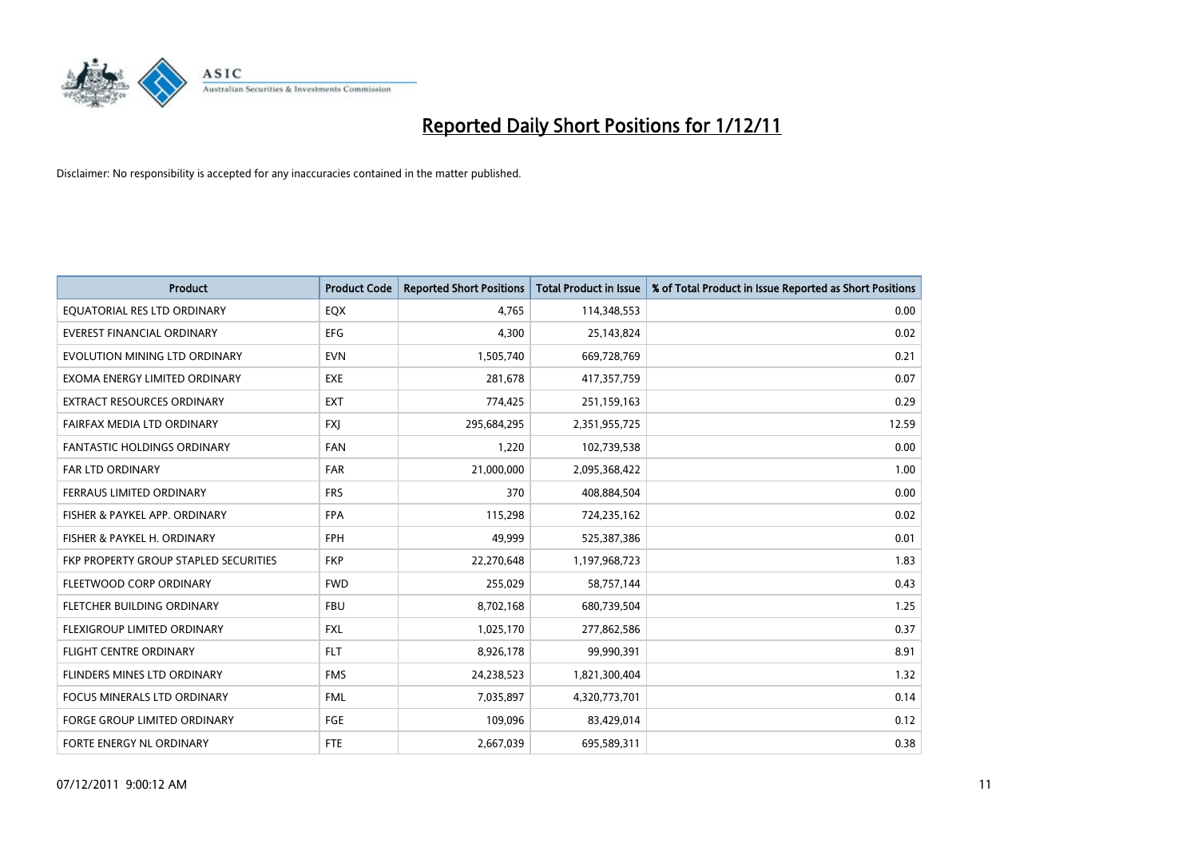# Reported Daily Short Positions for 1/12/11

Disclaimer: No responsibility is accepted for any inaccuracies contained in the matter published.

| Product | Product Code | Reported Short Positions | Total Product in Issue | % of Total Product in Issue Reported as Short Positions |
|---|---|---|---|---|
| EQUATORIAL RES LTD ORDINARY | EQX | 4,765 | 114,348,553 | 0.00 |
| EVEREST FINANCIAL ORDINARY | EFG | 4,300 | 25,143,824 | 0.02 |
| EVOLUTION MINING LTD ORDINARY | EVN | 1,505,740 | 669,728,769 | 0.21 |
| EXOMA ENERGY LIMITED ORDINARY | EXE | 281,678 | 417,357,759 | 0.07 |
| EXTRACT RESOURCES ORDINARY | EXT | 774,425 | 251,159,163 | 0.29 |
| FAIRFAX MEDIA LTD ORDINARY | FXJ | 295,684,295 | 2,351,955,725 | 12.59 |
| FANTASTIC HOLDINGS ORDINARY | FAN | 1,220 | 102,739,538 | 0.00 |
| FAR LTD ORDINARY | FAR | 21,000,000 | 2,095,368,422 | 1.00 |
| FERRAUS LIMITED ORDINARY | FRS | 370 | 408,884,504 | 0.00 |
| FISHER & PAYKEL APP. ORDINARY | FPA | 115,298 | 724,235,162 | 0.02 |
| FISHER & PAYKEL H. ORDINARY | FPH | 49,999 | 525,387,386 | 0.01 |
| FKP PROPERTY GROUP STAPLED SECURITIES | FKP | 22,270,648 | 1,197,968,723 | 1.83 |
| FLEETWOOD CORP ORDINARY | FWD | 255,029 | 58,757,144 | 0.43 |
| FLETCHER BUILDING ORDINARY | FBU | 8,702,168 | 680,739,504 | 1.25 |
| FLEXIGROUP LIMITED ORDINARY | FXL | 1,025,170 | 277,862,586 | 0.37 |
| FLIGHT CENTRE ORDINARY | FLT | 8,926,178 | 99,990,391 | 8.91 |
| FLINDERS MINES LTD ORDINARY | FMS | 24,238,523 | 1,821,300,404 | 1.32 |
| FOCUS MINERALS LTD ORDINARY | FML | 7,035,897 | 4,320,773,701 | 0.14 |
| FORGE GROUP LIMITED ORDINARY | FGE | 109,096 | 83,429,014 | 0.12 |
| FORTE ENERGY NL ORDINARY | FTE | 2,667,039 | 695,589,311 | 0.38 |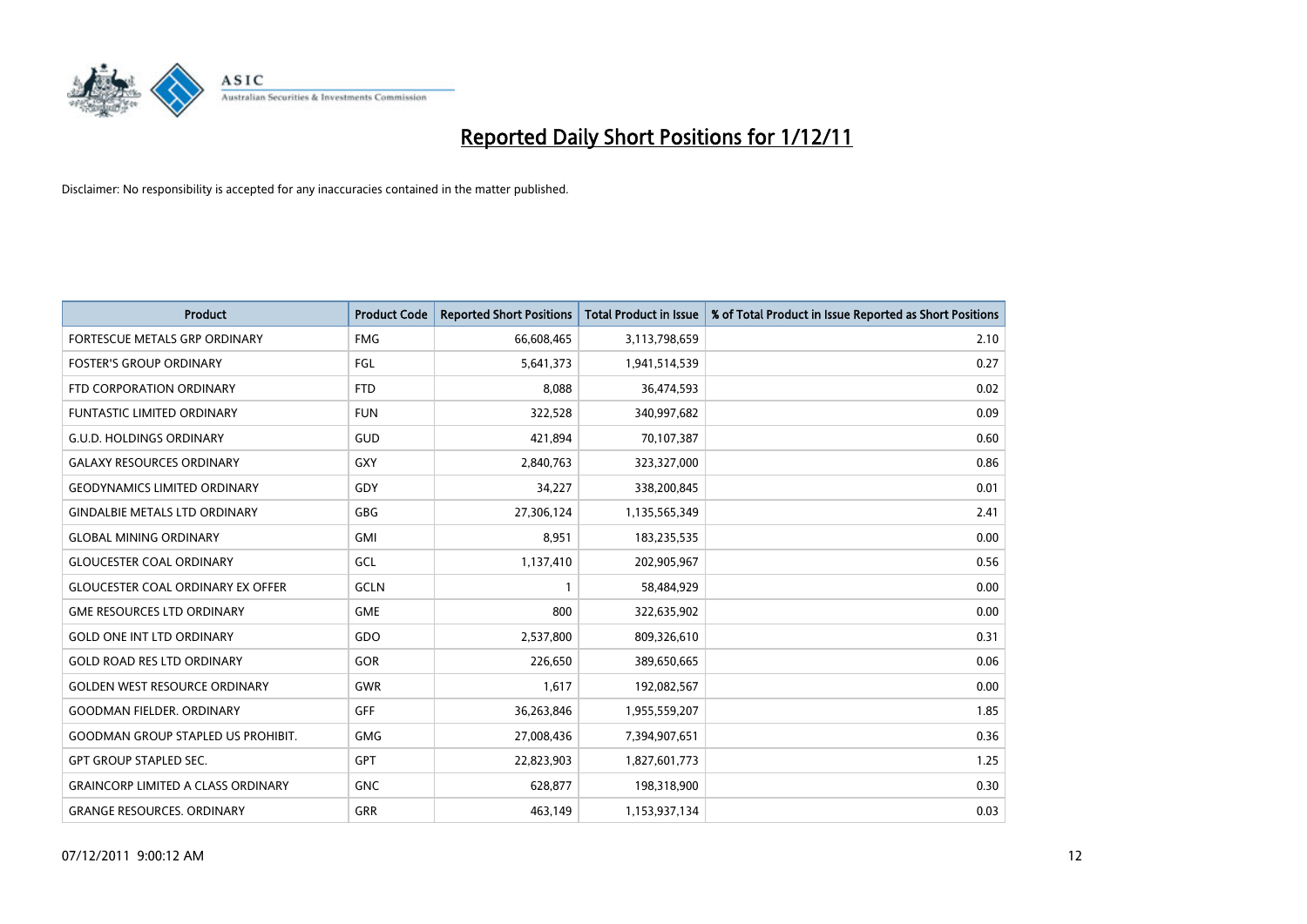# Reported Daily Short Positions for 1/12/11

Disclaimer: No responsibility is accepted for any inaccuracies contained in the matter published.

| Product | Product Code | Reported Short Positions | Total Product in Issue | % of Total Product in Issue Reported as Short Positions |
|---|---|---|---|---|
| FORTESCUE METALS GRP ORDINARY | FMG | 66,608,465 | 3,113,798,659 | 2.10 |
| FOSTER'S GROUP ORDINARY | FGL | 5,641,373 | 1,941,514,539 | 0.27 |
| FTD CORPORATION ORDINARY | FTD | 8,088 | 36,474,593 | 0.02 |
| FUNTASTIC LIMITED ORDINARY | FUN | 322,528 | 340,997,682 | 0.09 |
| G.U.D. HOLDINGS ORDINARY | GUD | 421,894 | 70,107,387 | 0.60 |
| GALAXY RESOURCES ORDINARY | GXY | 2,840,763 | 323,327,000 | 0.86 |
| GEODYNAMICS LIMITED ORDINARY | GDY | 34,227 | 338,200,845 | 0.01 |
| GINDALBIE METALS LTD ORDINARY | GBG | 27,306,124 | 1,135,565,349 | 2.41 |
| GLOBAL MINING ORDINARY | GMI | 8,951 | 183,235,535 | 0.00 |
| GLOUCESTER COAL ORDINARY | GCL | 1,137,410 | 202,905,967 | 0.56 |
| GLOUCESTER COAL ORDINARY EX OFFER | GCLN | 1 | 58,484,929 | 0.00 |
| GME RESOURCES LTD ORDINARY | GME | 800 | 322,635,902 | 0.00 |
| GOLD ONE INT LTD ORDINARY | GDO | 2,537,800 | 809,326,610 | 0.31 |
| GOLD ROAD RES LTD ORDINARY | GOR | 226,650 | 389,650,665 | 0.06 |
| GOLDEN WEST RESOURCE ORDINARY | GWR | 1,617 | 192,082,567 | 0.00 |
| GOODMAN FIELDER. ORDINARY | GFF | 36,263,846 | 1,955,559,207 | 1.85 |
| GOODMAN GROUP STAPLED US PROHIBIT. | GMG | 27,008,436 | 7,394,907,651 | 0.36 |
| GPT GROUP STAPLED SEC. | GPT | 22,823,903 | 1,827,601,773 | 1.25 |
| GRAINCORP LIMITED A CLASS ORDINARY | GNC | 628,877 | 198,318,900 | 0.30 |
| GRANGE RESOURCES. ORDINARY | GRR | 463,149 | 1,153,937,134 | 0.03 |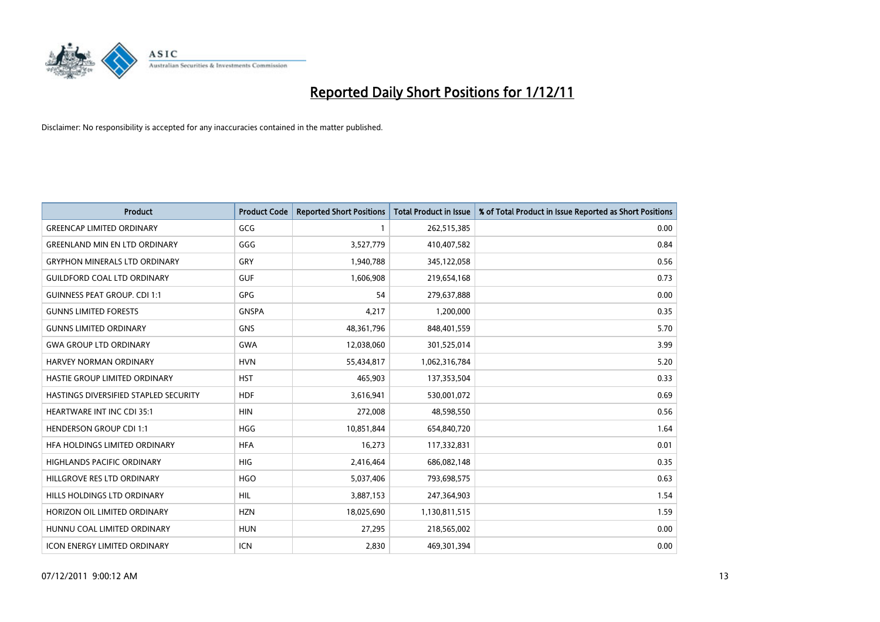# Reported Daily Short Positions for 1/12/11

Disclaimer: No responsibility is accepted for any inaccuracies contained in the matter published.

| Product | Product Code | Reported Short Positions | Total Product in Issue | % of Total Product in Issue Reported as Short Positions |
|---|---|---|---|---|
| GREENCAP LIMITED ORDINARY | GCG | 1 | 262,515,385 | 0.00 |
| GREENLAND MIN EN LTD ORDINARY | GGG | 3,527,779 | 410,407,582 | 0.84 |
| GRYPHON MINERALS LTD ORDINARY | GRY | 1,940,788 | 345,122,058 | 0.56 |
| GUILDFORD COAL LTD ORDINARY | GUF | 1,606,908 | 219,654,168 | 0.73 |
| GUINNESS PEAT GROUP. CDI 1:1 | GPG | 54 | 279,637,888 | 0.00 |
| GUNNS LIMITED FORESTS | GNSPA | 4,217 | 1,200,000 | 0.35 |
| GUNNS LIMITED ORDINARY | GNS | 48,361,796 | 848,401,559 | 5.70 |
| GWA GROUP LTD ORDINARY | GWA | 12,038,060 | 301,525,014 | 3.99 |
| HARVEY NORMAN ORDINARY | HVN | 55,434,817 | 1,062,316,784 | 5.20 |
| HASTIE GROUP LIMITED ORDINARY | HST | 465,903 | 137,353,504 | 0.33 |
| HASTINGS DIVERSIFIED STAPLED SECURITY | HDF | 3,616,941 | 530,001,072 | 0.69 |
| HEARTWARE INT INC CDI 35:1 | HIN | 272,008 | 48,598,550 | 0.56 |
| HENDERSON GROUP CDI 1:1 | HGG | 10,851,844 | 654,840,720 | 1.64 |
| HFA HOLDINGS LIMITED ORDINARY | HFA | 16,273 | 117,332,831 | 0.01 |
| HIGHLANDS PACIFIC ORDINARY | HIG | 2,416,464 | 686,082,148 | 0.35 |
| HILLGROVE RES LTD ORDINARY | HGO | 5,037,406 | 793,698,575 | 0.63 |
| HILLS HOLDINGS LTD ORDINARY | HIL | 3,887,153 | 247,364,903 | 1.54 |
| HORIZON OIL LIMITED ORDINARY | HZN | 18,025,690 | 1,130,811,515 | 1.59 |
| HUNNU COAL LIMITED ORDINARY | HUN | 27,295 | 218,565,002 | 0.00 |
| ICON ENERGY LIMITED ORDINARY | ICN | 2,830 | 469,301,394 | 0.00 |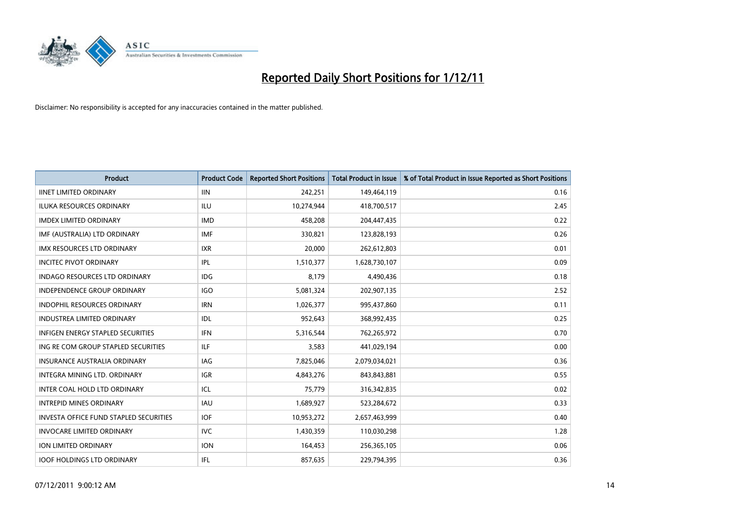# Reported Daily Short Positions for 1/12/11

Disclaimer: No responsibility is accepted for any inaccuracies contained in the matter published.

| Product | Product Code | Reported Short Positions | Total Product in Issue | % of Total Product in Issue Reported as Short Positions |
|---|---|---|---|---|
| IINET LIMITED ORDINARY | IIN | 242,251 | 149,464,119 | 0.16 |
| ILUKA RESOURCES ORDINARY | ILU | 10,274,944 | 418,700,517 | 2.45 |
| IMDEX LIMITED ORDINARY | IMD | 458,208 | 204,447,435 | 0.22 |
| IMF (AUSTRALIA) LTD ORDINARY | IMF | 330,821 | 123,828,193 | 0.26 |
| IMX RESOURCES LTD ORDINARY | IXR | 20,000 | 262,612,803 | 0.01 |
| INCITEC PIVOT ORDINARY | IPL | 1,510,377 | 1,628,730,107 | 0.09 |
| INDAGO RESOURCES LTD ORDINARY | IDG | 8,179 | 4,490,436 | 0.18 |
| INDEPENDENCE GROUP ORDINARY | IGO | 5,081,324 | 202,907,135 | 2.52 |
| INDOPHIL RESOURCES ORDINARY | IRN | 1,026,377 | 995,437,860 | 0.11 |
| INDUSTREA LIMITED ORDINARY | IDL | 952,643 | 368,992,435 | 0.25 |
| INFIGEN ENERGY STAPLED SECURITIES | IFN | 5,316,544 | 762,265,972 | 0.70 |
| ING RE COM GROUP STAPLED SECURITIES | ILF | 3,583 | 441,029,194 | 0.00 |
| INSURANCE AUSTRALIA ORDINARY | IAG | 7,825,046 | 2,079,034,021 | 0.36 |
| INTEGRA MINING LTD. ORDINARY | IGR | 4,843,276 | 843,843,881 | 0.55 |
| INTER COAL HOLD LTD ORDINARY | ICL | 75,779 | 316,342,835 | 0.02 |
| INTREPID MINES ORDINARY | IAU | 1,689,927 | 523,284,672 | 0.33 |
| INVESTA OFFICE FUND STAPLED SECURITIES | IOF | 10,953,272 | 2,657,463,999 | 0.40 |
| INVOCARE LIMITED ORDINARY | IVC | 1,430,359 | 110,030,298 | 1.28 |
| ION LIMITED ORDINARY | ION | 164,453 | 256,365,105 | 0.06 |
| IOOF HOLDINGS LTD ORDINARY | IFL | 857,635 | 229,794,395 | 0.36 |

07/12/2011 9:00:12 AM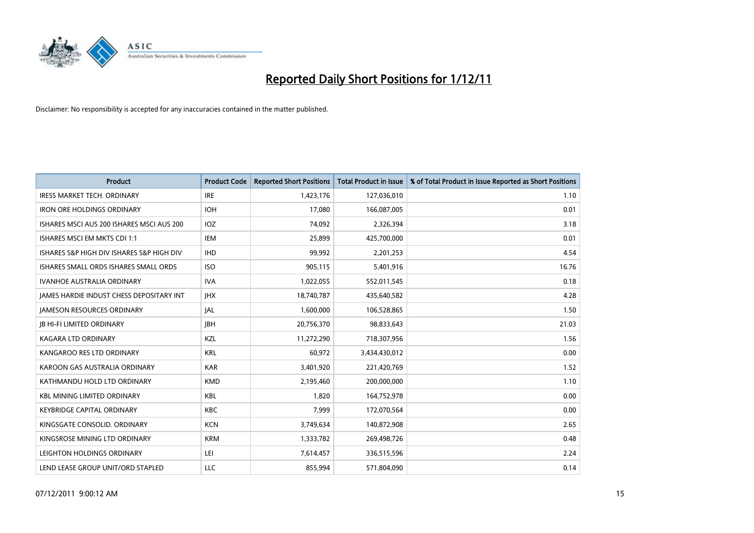# Reported Daily Short Positions for 1/12/11

Disclaimer: No responsibility is accepted for any inaccuracies contained in the matter published.

| Product | Product Code | Reported Short Positions | Total Product in Issue | % of Total Product in Issue Reported as Short Positions |
|---|---|---|---|---|
| IRESS MARKET TECH. ORDINARY | IRE | 1,423,176 | 127,036,010 | 1.10 |
| IRON ORE HOLDINGS ORDINARY | IOH | 17,080 | 166,087,005 | 0.01 |
| ISHARES MSCI AUS 200 ISHARES MSCI AUS 200 | IOZ | 74,092 | 2,326,394 | 3.18 |
| ISHARES MSCI EM MKTS CDI 1:1 | IEM | 25,899 | 425,700,000 | 0.01 |
| ISHARES S&P HIGH DIV ISHARES S&P HIGH DIV | IHD | 99,992 | 2,201,253 | 4.54 |
| ISHARES SMALL ORDS ISHARES SMALL ORDS | ISO | 905,115 | 5,401,916 | 16.76 |
| IVANHOE AUSTRALIA ORDINARY | IVA | 1,022,055 | 552,011,545 | 0.18 |
| JAMES HARDIE INDUST CHESS DEPOSITARY INT | JHX | 18,740,787 | 435,640,582 | 4.28 |
| JAMESON RESOURCES ORDINARY | JAL | 1,600,000 | 106,528,865 | 1.50 |
| JB HI-FI LIMITED ORDINARY | JBH | 20,756,370 | 98,833,643 | 21.03 |
| KAGARA LTD ORDINARY | KZL | 11,272,290 | 718,307,956 | 1.56 |
| KANGAROO RES LTD ORDINARY | KRL | 60,972 | 3,434,430,012 | 0.00 |
| KAROON GAS AUSTRALIA ORDINARY | KAR | 3,401,920 | 221,420,769 | 1.52 |
| KATHMANDU HOLD LTD ORDINARY | KMD | 2,195,460 | 200,000,000 | 1.10 |
| KBL MINING LIMITED ORDINARY | KBL | 1,820 | 164,752,978 | 0.00 |
| KEYBRIDGE CAPITAL ORDINARY | KBC | 7,999 | 172,070,564 | 0.00 |
| KINGSGATE CONSOLID. ORDINARY | KCN | 3,749,634 | 140,872,908 | 2.65 |
| KINGSROSE MINING LTD ORDINARY | KRM | 1,333,782 | 269,498,726 | 0.48 |
| LEIGHTON HOLDINGS ORDINARY | LEI | 7,614,457 | 336,515,596 | 2.24 |
| LEND LEASE GROUP UNIT/ORD STAPLED | LLC | 855,994 | 571,804,090 | 0.14 |

07/12/2011 9:00:12 AM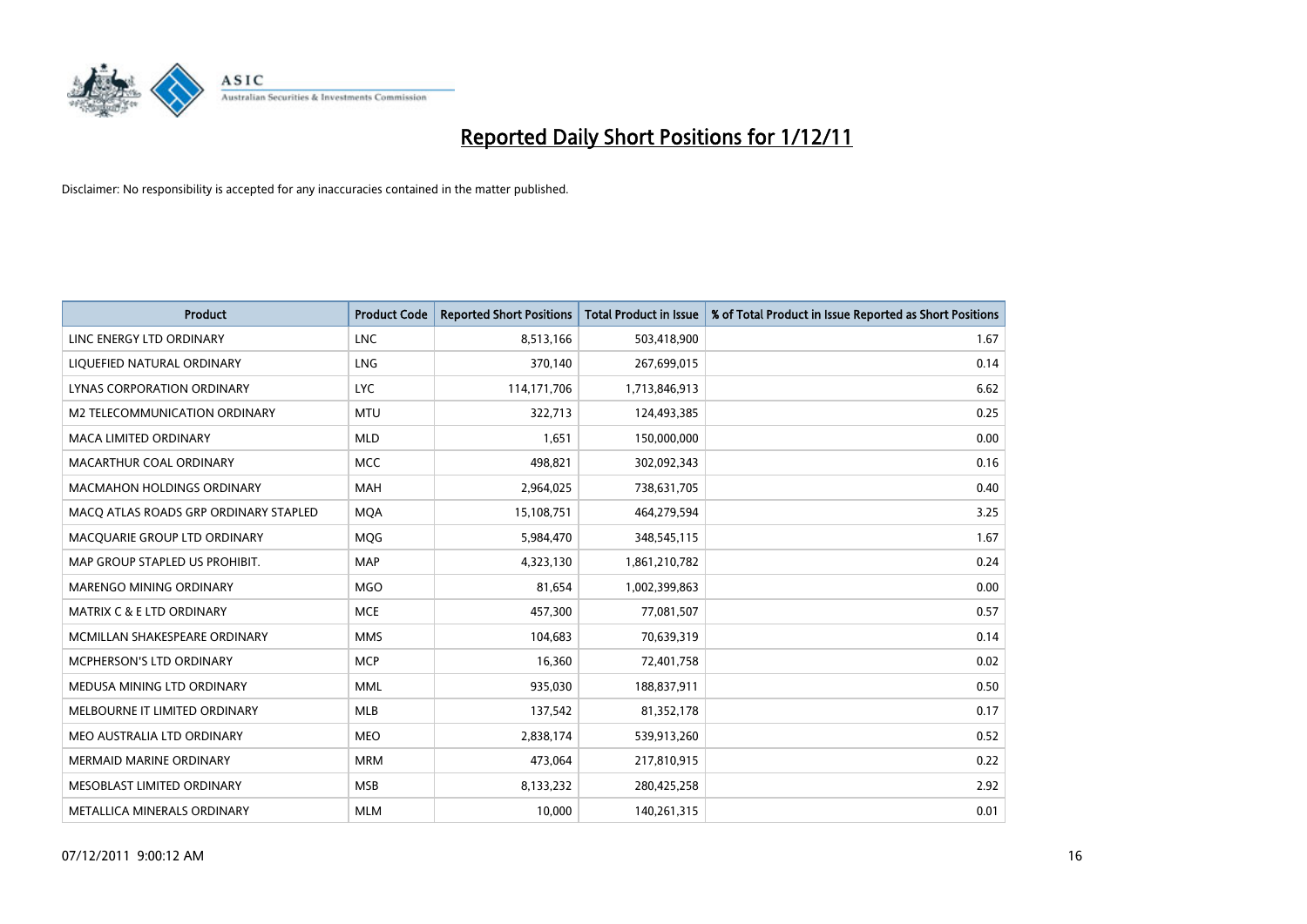# Reported Daily Short Positions for 1/12/11

Disclaimer: No responsibility is accepted for any inaccuracies contained in the matter published.

| Product | Product Code | Reported Short Positions | Total Product in Issue | % of Total Product in Issue Reported as Short Positions |
|---|---|---|---|---|
| LINC ENERGY LTD ORDINARY | LNC | 8,513,166 | 503,418,900 | 1.67 |
| LIQUEFIED NATURAL ORDINARY | LNG | 370,140 | 267,699,015 | 0.14 |
| LYNAS CORPORATION ORDINARY | LYC | 114,171,706 | 1,713,846,913 | 6.62 |
| M2 TELECOMMUNICATION ORDINARY | MTU | 322,713 | 124,493,385 | 0.25 |
| MACA LIMITED ORDINARY | MLD | 1,651 | 150,000,000 | 0.00 |
| MACARTHUR COAL ORDINARY | MCC | 498,821 | 302,092,343 | 0.16 |
| MACMAHON HOLDINGS ORDINARY | MAH | 2,964,025 | 738,631,705 | 0.40 |
| MACQ ATLAS ROADS GRP ORDINARY STAPLED | MQA | 15,108,751 | 464,279,594 | 3.25 |
| MACQUARIE GROUP LTD ORDINARY | MQG | 5,984,470 | 348,545,115 | 1.67 |
| MAP GROUP STAPLED US PROHIBIT. | MAP | 4,323,130 | 1,861,210,782 | 0.24 |
| MARENGO MINING ORDINARY | MGO | 81,654 | 1,002,399,863 | 0.00 |
| MATRIX C & E LTD ORDINARY | MCE | 457,300 | 77,081,507 | 0.57 |
| MCMILLAN SHAKESPEARE ORDINARY | MMS | 104,683 | 70,639,319 | 0.14 |
| MCPHERSON'S LTD ORDINARY | MCP | 16,360 | 72,401,758 | 0.02 |
| MEDUSA MINING LTD ORDINARY | MML | 935,030 | 188,837,911 | 0.50 |
| MELBOURNE IT LIMITED ORDINARY | MLB | 137,542 | 81,352,178 | 0.17 |
| MEO AUSTRALIA LTD ORDINARY | MEO | 2,838,174 | 539,913,260 | 0.52 |
| MERMAID MARINE ORDINARY | MRM | 473,064 | 217,810,915 | 0.22 |
| MESOBLAST LIMITED ORDINARY | MSB | 8,133,232 | 280,425,258 | 2.92 |
| METALLICA MINERALS ORDINARY | MLM | 10,000 | 140,261,315 | 0.01 |

07/12/2011 9:00:12 AM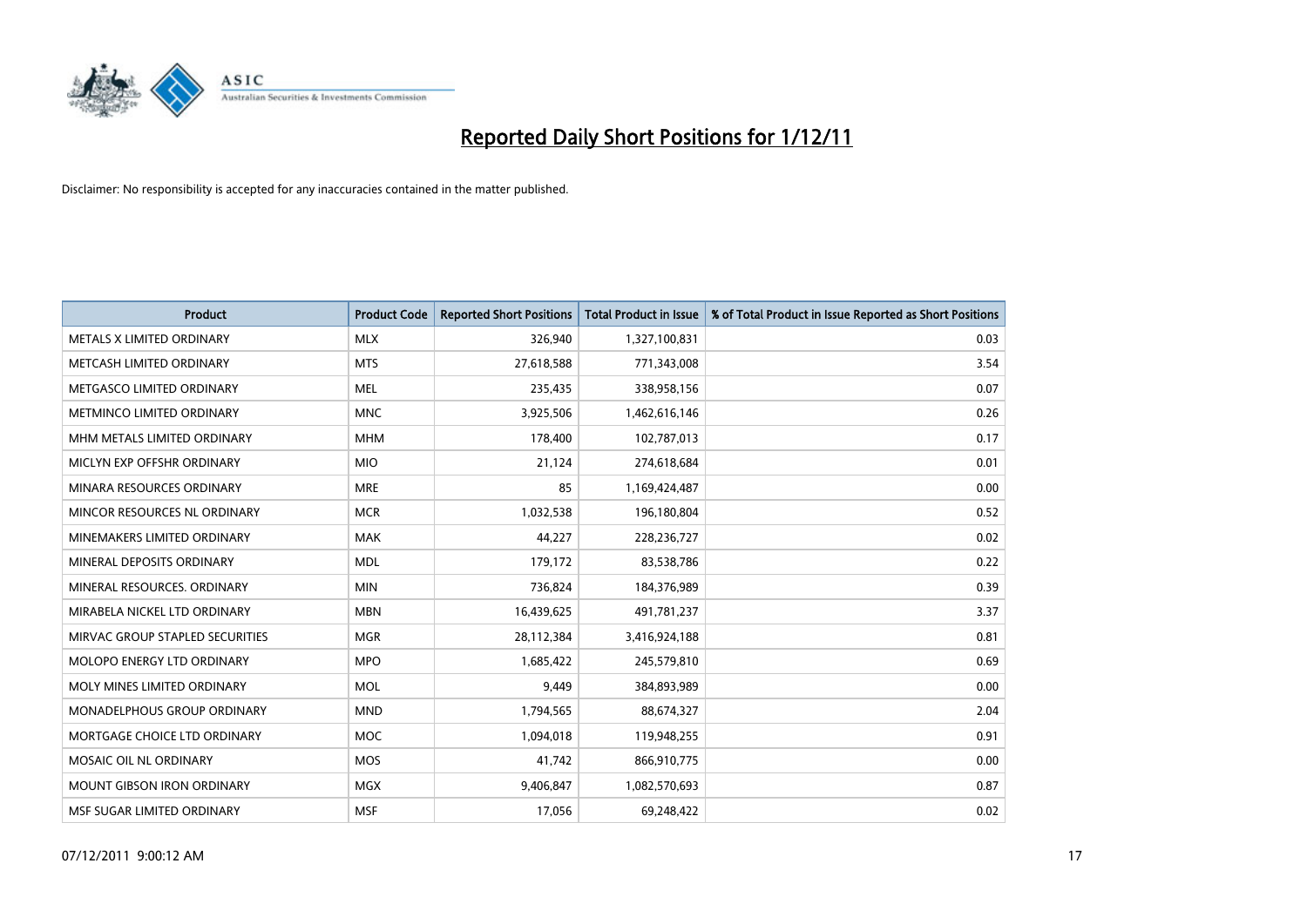# Reported Daily Short Positions for 1/12/11

Disclaimer: No responsibility is accepted for any inaccuracies contained in the matter published.

| Product | Product Code | Reported Short Positions | Total Product in Issue | % of Total Product in Issue Reported as Short Positions |
|---|---|---|---|---|
| METALS X LIMITED ORDINARY | MLX | 326,940 | 1,327,100,831 | 0.03 |
| METCASH LIMITED ORDINARY | MTS | 27,618,588 | 771,343,008 | 3.54 |
| METGASCO LIMITED ORDINARY | MEL | 235,435 | 338,958,156 | 0.07 |
| METMINCO LIMITED ORDINARY | MNC | 3,925,506 | 1,462,616,146 | 0.26 |
| MHM METALS LIMITED ORDINARY | MHM | 178,400 | 102,787,013 | 0.17 |
| MICLYN EXP OFFSHR ORDINARY | MIO | 21,124 | 274,618,684 | 0.01 |
| MINARA RESOURCES ORDINARY | MRE | 85 | 1,169,424,487 | 0.00 |
| MINCOR RESOURCES NL ORDINARY | MCR | 1,032,538 | 196,180,804 | 0.52 |
| MINEMAKERS LIMITED ORDINARY | MAK | 44,227 | 228,236,727 | 0.02 |
| MINERAL DEPOSITS ORDINARY | MDL | 179,172 | 83,538,786 | 0.22 |
| MINERAL RESOURCES. ORDINARY | MIN | 736,824 | 184,376,989 | 0.39 |
| MIRABELA NICKEL LTD ORDINARY | MBN | 16,439,625 | 491,781,237 | 3.37 |
| MIRVAC GROUP STAPLED SECURITIES | MGR | 28,112,384 | 3,416,924,188 | 0.81 |
| MOLOPO ENERGY LTD ORDINARY | MPO | 1,685,422 | 245,579,810 | 0.69 |
| MOLY MINES LIMITED ORDINARY | MOL | 9,449 | 384,893,989 | 0.00 |
| MONADELPHOUS GROUP ORDINARY | MND | 1,794,565 | 88,674,327 | 2.04 |
| MORTGAGE CHOICE LTD ORDINARY | MOC | 1,094,018 | 119,948,255 | 0.91 |
| MOSAIC OIL NL ORDINARY | MOS | 41,742 | 866,910,775 | 0.00 |
| MOUNT GIBSON IRON ORDINARY | MGX | 9,406,847 | 1,082,570,693 | 0.87 |
| MSF SUGAR LIMITED ORDINARY | MSF | 17,056 | 69,248,422 | 0.02 |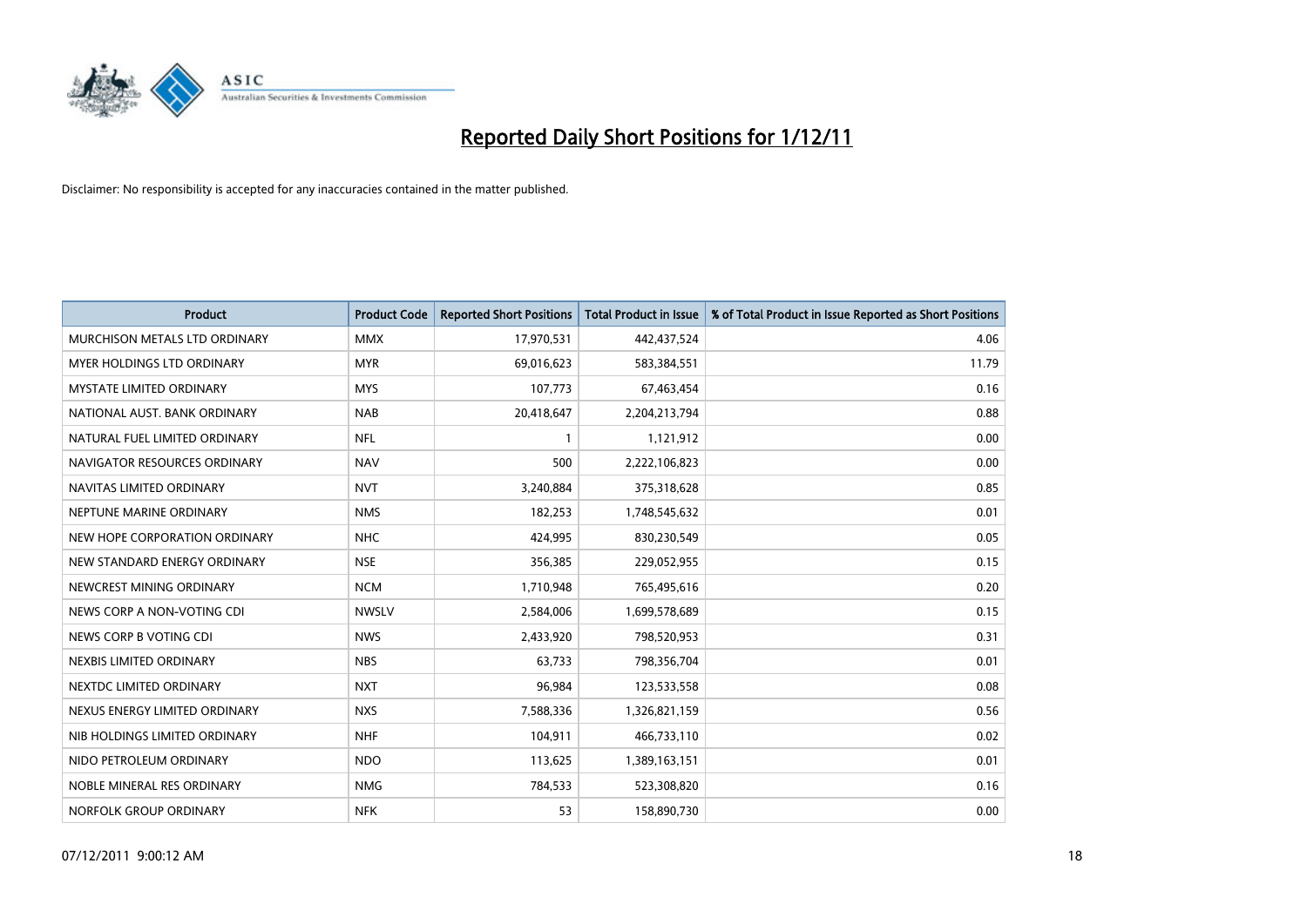# Reported Daily Short Positions for 1/12/11

Disclaimer: No responsibility is accepted for any inaccuracies contained in the matter published.

| Product | Product Code | Reported Short Positions | Total Product in Issue | % of Total Product in Issue Reported as Short Positions |
|---|---|---|---|---|
| MURCHISON METALS LTD ORDINARY | MMX | 17,970,531 | 442,437,524 | 4.06 |
| MYER HOLDINGS LTD ORDINARY | MYR | 69,016,623 | 583,384,551 | 11.79 |
| MYSTATE LIMITED ORDINARY | MYS | 107,773 | 67,463,454 | 0.16 |
| NATIONAL AUST. BANK ORDINARY | NAB | 20,418,647 | 2,204,213,794 | 0.88 |
| NATURAL FUEL LIMITED ORDINARY | NFL | 1 | 1,121,912 | 0.00 |
| NAVIGATOR RESOURCES ORDINARY | NAV | 500 | 2,222,106,823 | 0.00 |
| NAVITAS LIMITED ORDINARY | NVT | 3,240,884 | 375,318,628 | 0.85 |
| NEPTUNE MARINE ORDINARY | NMS | 182,253 | 1,748,545,632 | 0.01 |
| NEW HOPE CORPORATION ORDINARY | NHC | 424,995 | 830,230,549 | 0.05 |
| NEW STANDARD ENERGY ORDINARY | NSE | 356,385 | 229,052,955 | 0.15 |
| NEWCREST MINING ORDINARY | NCM | 1,710,948 | 765,495,616 | 0.20 |
| NEWS CORP A NON-VOTING CDI | NWSLV | 2,584,006 | 1,699,578,689 | 0.15 |
| NEWS CORP B VOTING CDI | NWS | 2,433,920 | 798,520,953 | 0.31 |
| NEXBIS LIMITED ORDINARY | NBS | 63,733 | 798,356,704 | 0.01 |
| NEXTDC LIMITED ORDINARY | NXT | 96,984 | 123,533,558 | 0.08 |
| NEXUS ENERGY LIMITED ORDINARY | NXS | 7,588,336 | 1,326,821,159 | 0.56 |
| NIB HOLDINGS LIMITED ORDINARY | NHF | 104,911 | 466,733,110 | 0.02 |
| NIDO PETROLEUM ORDINARY | NDO | 113,625 | 1,389,163,151 | 0.01 |
| NOBLE MINERAL RES ORDINARY | NMG | 784,533 | 523,308,820 | 0.16 |
| NORFOLK GROUP ORDINARY | NFK | 53 | 158,890,730 | 0.00 |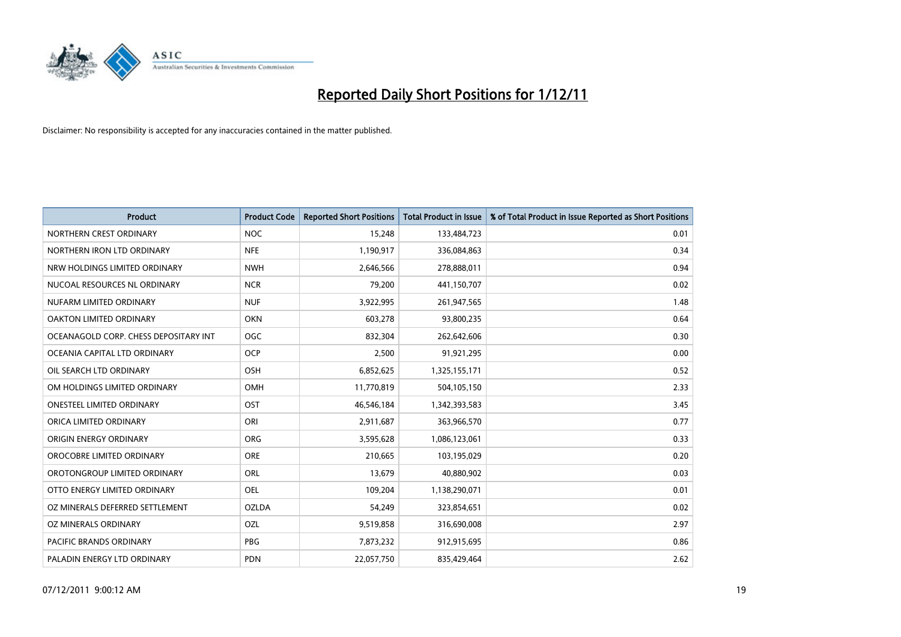# Reported Daily Short Positions for 1/12/11

Disclaimer: No responsibility is accepted for any inaccuracies contained in the matter published.

| Product | Product Code | Reported Short Positions | Total Product in Issue | % of Total Product in Issue Reported as Short Positions |
|---|---|---|---|---|
| NORTHERN CREST ORDINARY | NOC | 15,248 | 133,484,723 | 0.01 |
| NORTHERN IRON LTD ORDINARY | NFE | 1,190,917 | 336,084,863 | 0.34 |
| NRW HOLDINGS LIMITED ORDINARY | NWH | 2,646,566 | 278,888,011 | 0.94 |
| NUCOAL RESOURCES NL ORDINARY | NCR | 79,200 | 441,150,707 | 0.02 |
| NUFARM LIMITED ORDINARY | NUF | 3,922,995 | 261,947,565 | 1.48 |
| OAKTON LIMITED ORDINARY | OKN | 603,278 | 93,800,235 | 0.64 |
| OCEANAGOLD CORP. CHESS DEPOSITARY INT | OGC | 832,304 | 262,642,606 | 0.30 |
| OCEANIA CAPITAL LTD ORDINARY | OCP | 2,500 | 91,921,295 | 0.00 |
| OIL SEARCH LTD ORDINARY | OSH | 6,852,625 | 1,325,155,171 | 0.52 |
| OM HOLDINGS LIMITED ORDINARY | OMH | 11,770,819 | 504,105,150 | 2.33 |
| ONESTEEL LIMITED ORDINARY | OST | 46,546,184 | 1,342,393,583 | 3.45 |
| ORICA LIMITED ORDINARY | ORI | 2,911,687 | 363,966,570 | 0.77 |
| ORIGIN ENERGY ORDINARY | ORG | 3,595,628 | 1,086,123,061 | 0.33 |
| OROCOBRE LIMITED ORDINARY | ORE | 210,665 | 103,195,029 | 0.20 |
| OROTONGROUP LIMITED ORDINARY | ORL | 13,679 | 40,880,902 | 0.03 |
| OTTO ENERGY LIMITED ORDINARY | OEL | 109,204 | 1,138,290,071 | 0.01 |
| OZ MINERALS DEFERRED SETTLEMENT | OZLDA | 54,249 | 323,854,651 | 0.02 |
| OZ MINERALS ORDINARY | OZL | 9,519,858 | 316,690,008 | 2.97 |
| PACIFIC BRANDS ORDINARY | PBG | 7,873,232 | 912,915,695 | 0.86 |
| PALADIN ENERGY LTD ORDINARY | PDN | 22,057,750 | 835,429,464 | 2.62 |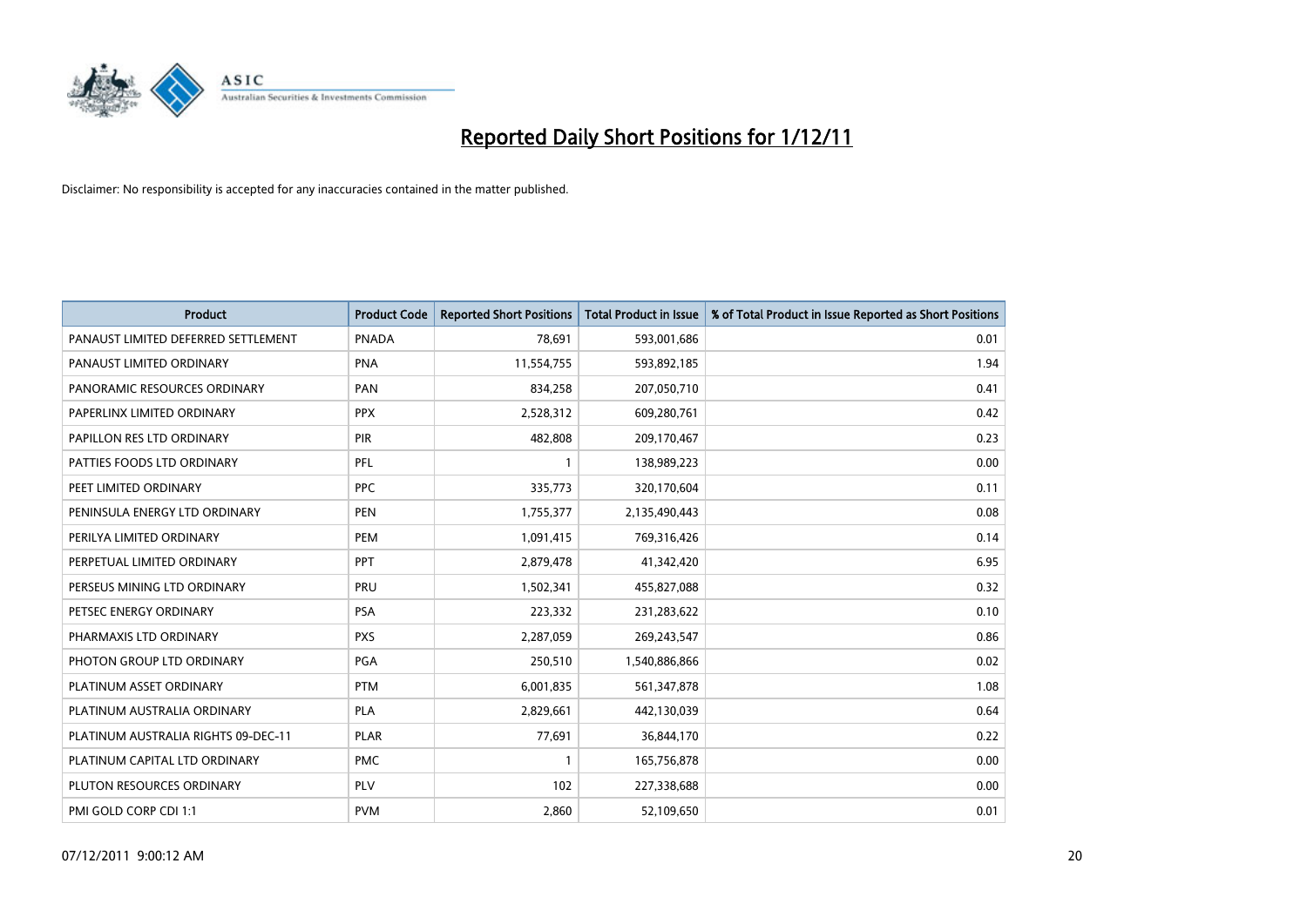# Reported Daily Short Positions for 1/12/11

Disclaimer: No responsibility is accepted for any inaccuracies contained in the matter published.

| Product | Product Code | Reported Short Positions | Total Product in Issue | % of Total Product in Issue Reported as Short Positions |
|---|---|---|---|---|
| PANAUST LIMITED DEFERRED SETTLEMENT | PNADA | 78,691 | 593,001,686 | 0.01 |
| PANAUST LIMITED ORDINARY | PNA | 11,554,755 | 593,892,185 | 1.94 |
| PANORAMIC RESOURCES ORDINARY | PAN | 834,258 | 207,050,710 | 0.41 |
| PAPERLINX LIMITED ORDINARY | PPX | 2,528,312 | 609,280,761 | 0.42 |
| PAPILLON RES LTD ORDINARY | PIR | 482,808 | 209,170,467 | 0.23 |
| PATTIES FOODS LTD ORDINARY | PFL | 1 | 138,989,223 | 0.00 |
| PEET LIMITED ORDINARY | PPC | 335,773 | 320,170,604 | 0.11 |
| PENINSULA ENERGY LTD ORDINARY | PEN | 1,755,377 | 2,135,490,443 | 0.08 |
| PERILYA LIMITED ORDINARY | PEM | 1,091,415 | 769,316,426 | 0.14 |
| PERPETUAL LIMITED ORDINARY | PPT | 2,879,478 | 41,342,420 | 6.95 |
| PERSEUS MINING LTD ORDINARY | PRU | 1,502,341 | 455,827,088 | 0.32 |
| PETSEC ENERGY ORDINARY | PSA | 223,332 | 231,283,622 | 0.10 |
| PHARMAXIS LTD ORDINARY | PXS | 2,287,059 | 269,243,547 | 0.86 |
| PHOTON GROUP LTD ORDINARY | PGA | 250,510 | 1,540,886,866 | 0.02 |
| PLATINUM ASSET ORDINARY | PTM | 6,001,835 | 561,347,878 | 1.08 |
| PLATINUM AUSTRALIA ORDINARY | PLA | 2,829,661 | 442,130,039 | 0.64 |
| PLATINUM AUSTRALIA RIGHTS 09-DEC-11 | PLAR | 77,691 | 36,844,170 | 0.22 |
| PLATINUM CAPITAL LTD ORDINARY | PMC | 1 | 165,756,878 | 0.00 |
| PLUTON RESOURCES ORDINARY | PLV | 102 | 227,338,688 | 0.00 |
| PMI GOLD CORP CDI 1:1 | PVM | 2,860 | 52,109,650 | 0.01 |

07/12/2011 9:00:12 AM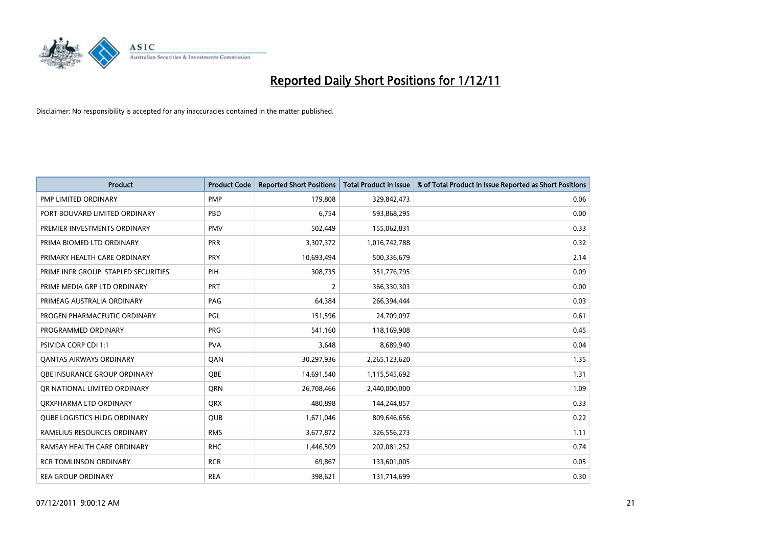# Reported Daily Short Positions for 1/12/11

Disclaimer: No responsibility is accepted for any inaccuracies contained in the matter published.

| Product | Product Code | Reported Short Positions | Total Product in Issue | % of Total Product in Issue Reported as Short Positions |
|---|---|---|---|---|
| PMP LIMITED ORDINARY | PMP | 179,808 | 329,842,473 | 0.06 |
| PORT BOUVARD LIMITED ORDINARY | PBD | 6,754 | 593,868,295 | 0.00 |
| PREMIER INVESTMENTS ORDINARY | PMV | 502,449 | 155,062,831 | 0.33 |
| PRIMA BIOMED LTD ORDINARY | PRR | 3,307,372 | 1,016,742,788 | 0.32 |
| PRIMARY HEALTH CARE ORDINARY | PRY | 10,693,494 | 500,336,679 | 2.14 |
| PRIME INFR GROUP. STAPLED SECURITIES | PIH | 308,735 | 351,776,795 | 0.09 |
| PRIME MEDIA GRP LTD ORDINARY | PRT | 2 | 366,330,303 | 0.00 |
| PRIMEAG AUSTRALIA ORDINARY | PAG | 64,384 | 266,394,444 | 0.03 |
| PROGEN PHARMACEUTIC ORDINARY | PGL | 151,596 | 24,709,097 | 0.61 |
| PROGRAMMED ORDINARY | PRG | 541,160 | 118,169,908 | 0.45 |
| PSIVIDA CORP CDI 1:1 | PVA | 3,648 | 8,689,940 | 0.04 |
| QANTAS AIRWAYS ORDINARY | QAN | 30,297,936 | 2,265,123,620 | 1.35 |
| QBE INSURANCE GROUP ORDINARY | QBE | 14,691,540 | 1,115,545,692 | 1.31 |
| QR NATIONAL LIMITED ORDINARY | QRN | 26,708,466 | 2,440,000,000 | 1.09 |
| QRXPHARMA LTD ORDINARY | QRX | 480,898 | 144,244,857 | 0.33 |
| QUBE LOGISTICS HLDG ORDINARY | QUB | 1,671,046 | 809,646,656 | 0.22 |
| RAMELIUS RESOURCES ORDINARY | RMS | 3,677,872 | 326,556,273 | 1.11 |
| RAMSAY HEALTH CARE ORDINARY | RHC | 1,446,509 | 202,081,252 | 0.74 |
| RCR TOMLINSON ORDINARY | RCR | 69,867 | 133,601,005 | 0.05 |
| REA GROUP ORDINARY | REA | 398,621 | 131,714,699 | 0.30 |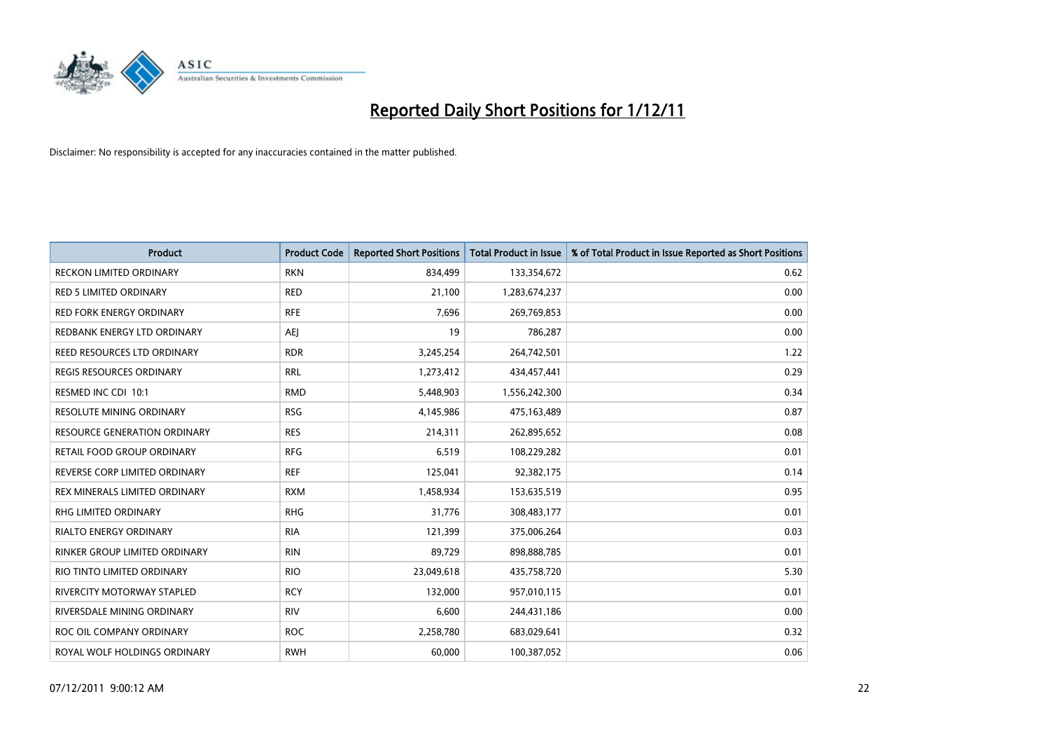# Reported Daily Short Positions for 1/12/11

Disclaimer: No responsibility is accepted for any inaccuracies contained in the matter published.

| Product | Product Code | Reported Short Positions | Total Product in Issue | % of Total Product in Issue Reported as Short Positions |
|---|---|---|---|---|
| RECKON LIMITED ORDINARY | RKN | 834,499 | 133,354,672 | 0.62 |
| RED 5 LIMITED ORDINARY | RED | 21,100 | 1,283,674,237 | 0.00 |
| RED FORK ENERGY ORDINARY | RFE | 7,696 | 269,769,853 | 0.00 |
| REDBANK ENERGY LTD ORDINARY | AEJ | 19 | 786,287 | 0.00 |
| REED RESOURCES LTD ORDINARY | RDR | 3,245,254 | 264,742,501 | 1.22 |
| REGIS RESOURCES ORDINARY | RRL | 1,273,412 | 434,457,441 | 0.29 |
| RESMED INC CDI 10:1 | RMD | 5,448,903 | 1,556,242,300 | 0.34 |
| RESOLUTE MINING ORDINARY | RSG | 4,145,986 | 475,163,489 | 0.87 |
| RESOURCE GENERATION ORDINARY | RES | 214,311 | 262,895,652 | 0.08 |
| RETAIL FOOD GROUP ORDINARY | RFG | 6,519 | 108,229,282 | 0.01 |
| REVERSE CORP LIMITED ORDINARY | REF | 125,041 | 92,382,175 | 0.14 |
| REX MINERALS LIMITED ORDINARY | RXM | 1,458,934 | 153,635,519 | 0.95 |
| RHG LIMITED ORDINARY | RHG | 31,776 | 308,483,177 | 0.01 |
| RIALTO ENERGY ORDINARY | RIA | 121,399 | 375,006,264 | 0.03 |
| RINKER GROUP LIMITED ORDINARY | RIN | 89,729 | 898,888,785 | 0.01 |
| RIO TINTO LIMITED ORDINARY | RIO | 23,049,618 | 435,758,720 | 5.30 |
| RIVERCITY MOTORWAY STAPLED | RCY | 132,000 | 957,010,115 | 0.01 |
| RIVERSDALE MINING ORDINARY | RIV | 6,600 | 244,431,186 | 0.00 |
| ROC OIL COMPANY ORDINARY | ROC | 2,258,780 | 683,029,641 | 0.32 |
| ROYAL WOLF HOLDINGS ORDINARY | RWH | 60,000 | 100,387,052 | 0.06 |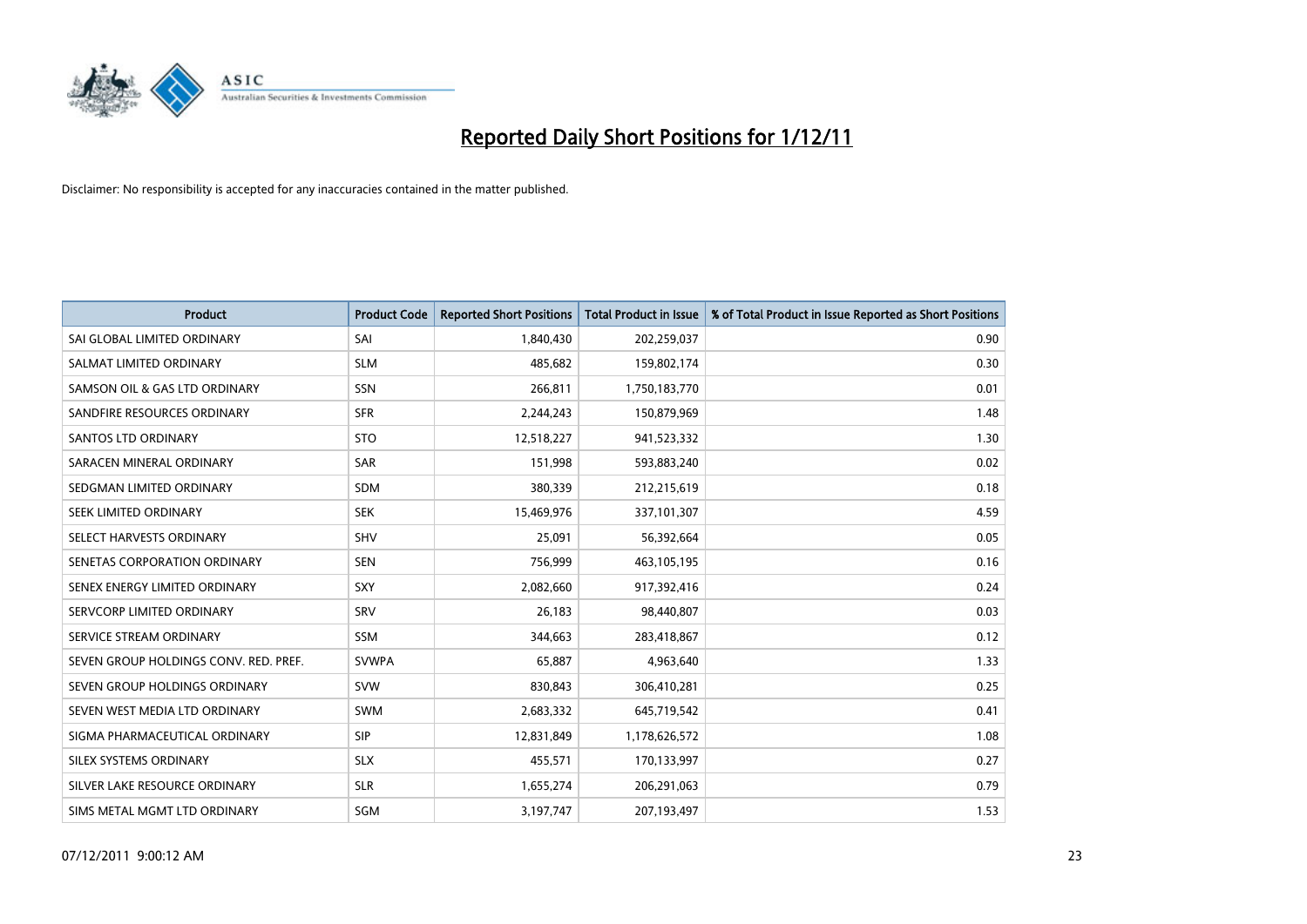# Reported Daily Short Positions for 1/12/11

Disclaimer: No responsibility is accepted for any inaccuracies contained in the matter published.

| Product | Product Code | Reported Short Positions | Total Product in Issue | % of Total Product in Issue Reported as Short Positions |
|---|---|---|---|---|
| SAI GLOBAL LIMITED ORDINARY | SAI | 1,840,430 | 202,259,037 | 0.90 |
| SALMAT LIMITED ORDINARY | SLM | 485,682 | 159,802,174 | 0.30 |
| SAMSON OIL & GAS LTD ORDINARY | SSN | 266,811 | 1,750,183,770 | 0.01 |
| SANDFIRE RESOURCES ORDINARY | SFR | 2,244,243 | 150,879,969 | 1.48 |
| SANTOS LTD ORDINARY | STO | 12,518,227 | 941,523,332 | 1.30 |
| SARACEN MINERAL ORDINARY | SAR | 151,998 | 593,883,240 | 0.02 |
| SEDGMAN LIMITED ORDINARY | SDM | 380,339 | 212,215,619 | 0.18 |
| SEEK LIMITED ORDINARY | SEK | 15,469,976 | 337,101,307 | 4.59 |
| SELECT HARVESTS ORDINARY | SHV | 25,091 | 56,392,664 | 0.05 |
| SENETAS CORPORATION ORDINARY | SEN | 756,999 | 463,105,195 | 0.16 |
| SENEX ENERGY LIMITED ORDINARY | SXY | 2,082,660 | 917,392,416 | 0.24 |
| SERVCORP LIMITED ORDINARY | SRV | 26,183 | 98,440,807 | 0.03 |
| SERVICE STREAM ORDINARY | SSM | 344,663 | 283,418,867 | 0.12 |
| SEVEN GROUP HOLDINGS CONV. RED. PREF. | SVWPA | 65,887 | 4,963,640 | 1.33 |
| SEVEN GROUP HOLDINGS ORDINARY | SVW | 830,843 | 306,410,281 | 0.25 |
| SEVEN WEST MEDIA LTD ORDINARY | SWM | 2,683,332 | 645,719,542 | 0.41 |
| SIGMA PHARMACEUTICAL ORDINARY | SIP | 12,831,849 | 1,178,626,572 | 1.08 |
| SILEX SYSTEMS ORDINARY | SLX | 455,571 | 170,133,997 | 0.27 |
| SILVER LAKE RESOURCE ORDINARY | SLR | 1,655,274 | 206,291,063 | 0.79 |
| SIMS METAL MGMT LTD ORDINARY | SGM | 3,197,747 | 207,193,497 | 1.53 |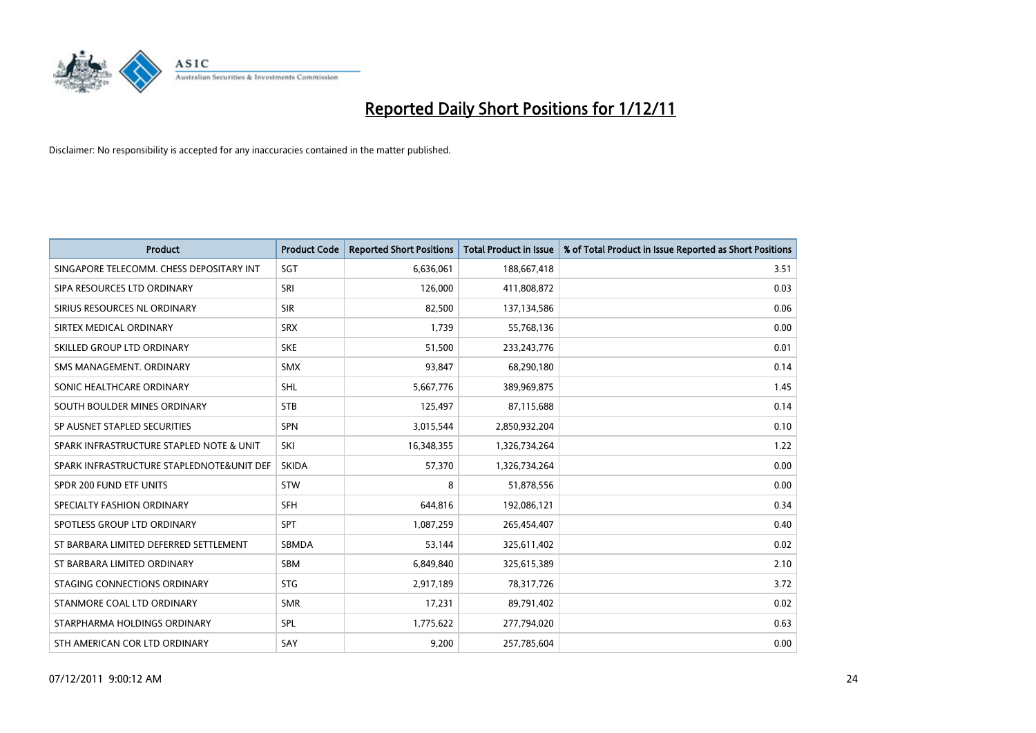# Reported Daily Short Positions for 1/12/11

Disclaimer: No responsibility is accepted for any inaccuracies contained in the matter published.

| Product | Product Code | Reported Short Positions | Total Product in Issue | % of Total Product in Issue Reported as Short Positions |
|---|---|---|---|---|
| SINGAPORE TELECOMM. CHESS DEPOSITARY INT | SGT | 6,636,061 | 188,667,418 | 3.51 |
| SIPA RESOURCES LTD ORDINARY | SRI | 126,000 | 411,808,872 | 0.03 |
| SIRIUS RESOURCES NL ORDINARY | SIR | 82,500 | 137,134,586 | 0.06 |
| SIRTEX MEDICAL ORDINARY | SRX | 1,739 | 55,768,136 | 0.00 |
| SKILLED GROUP LTD ORDINARY | SKE | 51,500 | 233,243,776 | 0.01 |
| SMS MANAGEMENT. ORDINARY | SMX | 93,847 | 68,290,180 | 0.14 |
| SONIC HEALTHCARE ORDINARY | SHL | 5,667,776 | 389,969,875 | 1.45 |
| SOUTH BOULDER MINES ORDINARY | STB | 125,497 | 87,115,688 | 0.14 |
| SP AUSNET STAPLED SECURITIES | SPN | 3,015,544 | 2,850,932,204 | 0.10 |
| SPARK INFRASTRUCTURE STAPLED NOTE & UNIT | SKI | 16,348,355 | 1,326,734,264 | 1.22 |
| SPARK INFRASTRUCTURE STAPLEDNOTE&UNIT DEF | SKIDA | 57,370 | 1,326,734,264 | 0.00 |
| SPDR 200 FUND ETF UNITS | STW | 8 | 51,878,556 | 0.00 |
| SPECIALTY FASHION ORDINARY | SFH | 644,816 | 192,086,121 | 0.34 |
| SPOTLESS GROUP LTD ORDINARY | SPT | 1,087,259 | 265,454,407 | 0.40 |
| ST BARBARA LIMITED DEFERRED SETTLEMENT | SBMDA | 53,144 | 325,611,402 | 0.02 |
| ST BARBARA LIMITED ORDINARY | SBM | 6,849,840 | 325,615,389 | 2.10 |
| STAGING CONNECTIONS ORDINARY | STG | 2,917,189 | 78,317,726 | 3.72 |
| STANMORE COAL LTD ORDINARY | SMR | 17,231 | 89,791,402 | 0.02 |
| STARPHARMA HOLDINGS ORDINARY | SPL | 1,775,622 | 277,794,020 | 0.63 |
| STH AMERICAN COR LTD ORDINARY | SAY | 9,200 | 257,785,604 | 0.00 |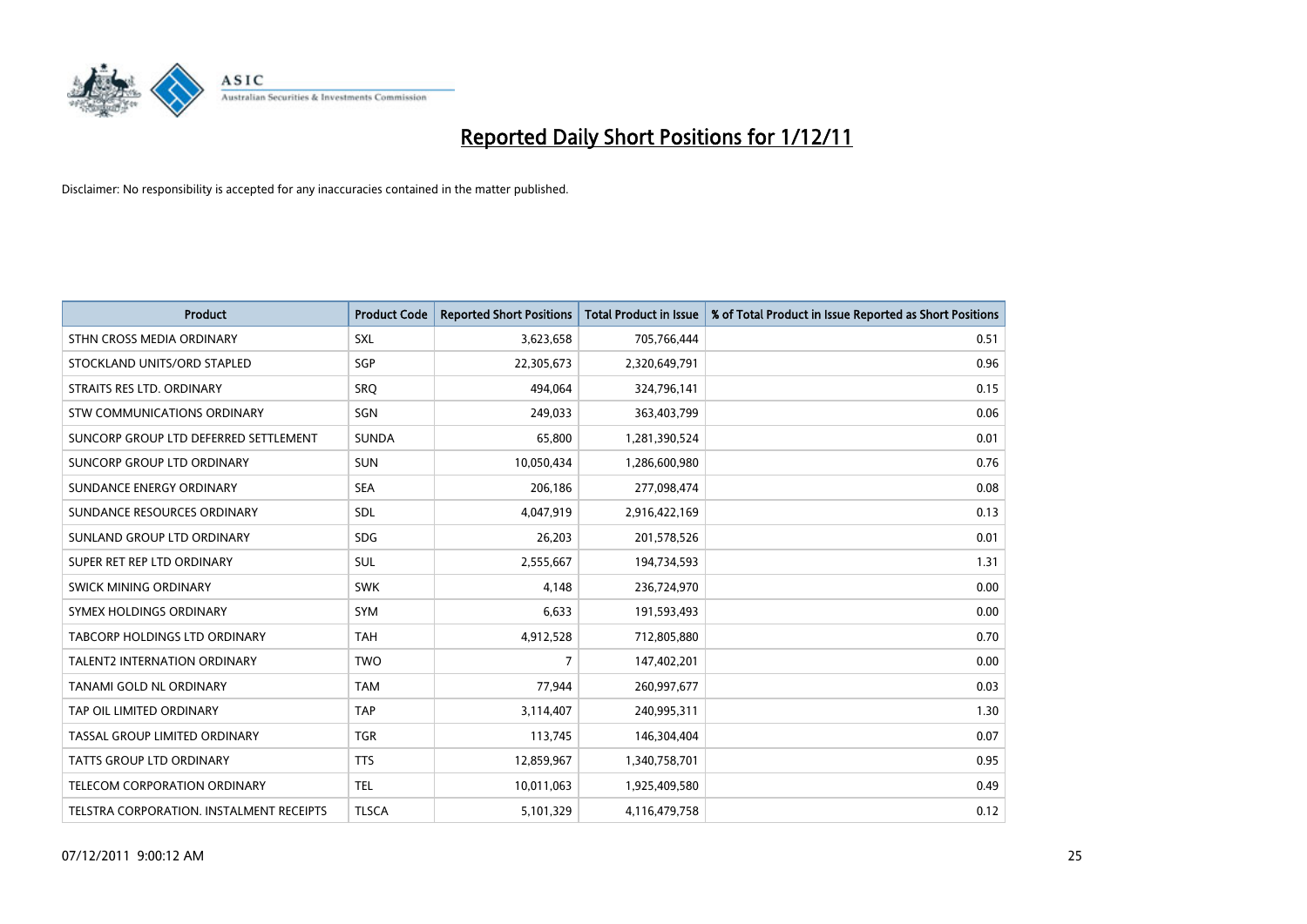# Reported Daily Short Positions for 1/12/11

Disclaimer: No responsibility is accepted for any inaccuracies contained in the matter published.

| Product | Product Code | Reported Short Positions | Total Product in Issue | % of Total Product in Issue Reported as Short Positions |
|---|---|---|---|---|
| STHN CROSS MEDIA ORDINARY | SXL | 3,623,658 | 705,766,444 | 0.51 |
| STOCKLAND UNITS/ORD STAPLED | SGP | 22,305,673 | 2,320,649,791 | 0.96 |
| STRAITS RES LTD. ORDINARY | SRQ | 494,064 | 324,796,141 | 0.15 |
| STW COMMUNICATIONS ORDINARY | SGN | 249,033 | 363,403,799 | 0.06 |
| SUNCORP GROUP LTD DEFERRED SETTLEMENT | SUNDA | 65,800 | 1,281,390,524 | 0.01 |
| SUNCORP GROUP LTD ORDINARY | SUN | 10,050,434 | 1,286,600,980 | 0.76 |
| SUNDANCE ENERGY ORDINARY | SEA | 206,186 | 277,098,474 | 0.08 |
| SUNDANCE RESOURCES ORDINARY | SDL | 4,047,919 | 2,916,422,169 | 0.13 |
| SUNLAND GROUP LTD ORDINARY | SDG | 26,203 | 201,578,526 | 0.01 |
| SUPER RET REP LTD ORDINARY | SUL | 2,555,667 | 194,734,593 | 1.31 |
| SWICK MINING ORDINARY | SWK | 4,148 | 236,724,970 | 0.00 |
| SYMEX HOLDINGS ORDINARY | SYM | 6,633 | 191,593,493 | 0.00 |
| TABCORP HOLDINGS LTD ORDINARY | TAH | 4,912,528 | 712,805,880 | 0.70 |
| TALENT2 INTERNATION ORDINARY | TWO | 7 | 147,402,201 | 0.00 |
| TANAMI GOLD NL ORDINARY | TAM | 77,944 | 260,997,677 | 0.03 |
| TAP OIL LIMITED ORDINARY | TAP | 3,114,407 | 240,995,311 | 1.30 |
| TASSAL GROUP LIMITED ORDINARY | TGR | 113,745 | 146,304,404 | 0.07 |
| TATTS GROUP LTD ORDINARY | TTS | 12,859,967 | 1,340,758,701 | 0.95 |
| TELECOM CORPORATION ORDINARY | TEL | 10,011,063 | 1,925,409,580 | 0.49 |
| TELSTRA CORPORATION. INSTALMENT RECEIPTS | TLSCA | 5,101,329 | 4,116,479,758 | 0.12 |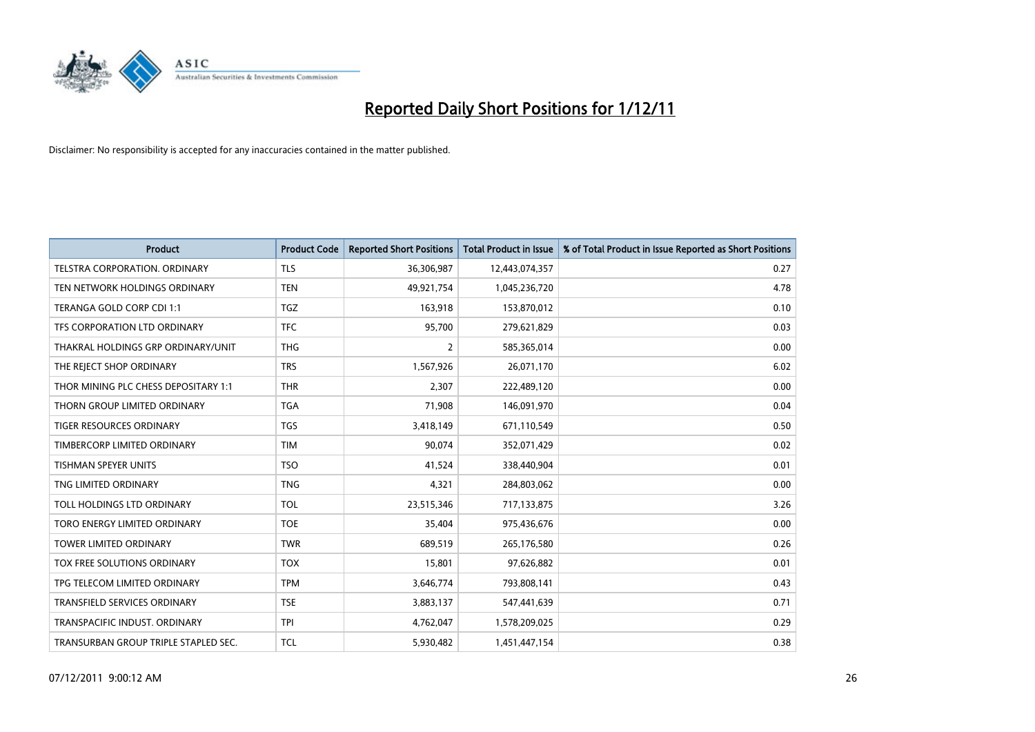# Reported Daily Short Positions for 1/12/11

Disclaimer: No responsibility is accepted for any inaccuracies contained in the matter published.

| Product | Product Code | Reported Short Positions | Total Product in Issue | % of Total Product in Issue Reported as Short Positions |
| --- | --- | --- | --- | --- |
| TELSTRA CORPORATION. ORDINARY | TLS | 36,306,987 | 12,443,074,357 | 0.27 |
| TEN NETWORK HOLDINGS ORDINARY | TEN | 49,921,754 | 1,045,236,720 | 4.78 |
| TERANGA GOLD CORP CDI 1:1 | TGZ | 163,918 | 153,870,012 | 0.10 |
| TFS CORPORATION LTD ORDINARY | TFC | 95,700 | 279,621,829 | 0.03 |
| THAKRAL HOLDINGS GRP ORDINARY/UNIT | THG | 2 | 585,365,014 | 0.00 |
| THE REJECT SHOP ORDINARY | TRS | 1,567,926 | 26,071,170 | 6.02 |
| THOR MINING PLC CHESS DEPOSITARY 1:1 | THR | 2,307 | 222,489,120 | 0.00 |
| THORN GROUP LIMITED ORDINARY | TGA | 71,908 | 146,091,970 | 0.04 |
| TIGER RESOURCES ORDINARY | TGS | 3,418,149 | 671,110,549 | 0.50 |
| TIMBERCORP LIMITED ORDINARY | TIM | 90,074 | 352,071,429 | 0.02 |
| TISHMAN SPEYER UNITS | TSO | 41,524 | 338,440,904 | 0.01 |
| TNG LIMITED ORDINARY | TNG | 4,321 | 284,803,062 | 0.00 |
| TOLL HOLDINGS LTD ORDINARY | TOL | 23,515,346 | 717,133,875 | 3.26 |
| TORO ENERGY LIMITED ORDINARY | TOE | 35,404 | 975,436,676 | 0.00 |
| TOWER LIMITED ORDINARY | TWR | 689,519 | 265,176,580 | 0.26 |
| TOX FREE SOLUTIONS ORDINARY | TOX | 15,801 | 97,626,882 | 0.01 |
| TPG TELECOM LIMITED ORDINARY | TPM | 3,646,774 | 793,808,141 | 0.43 |
| TRANSFIELD SERVICES ORDINARY | TSE | 3,883,137 | 547,441,639 | 0.71 |
| TRANSPACIFIC INDUST. ORDINARY | TPI | 4,762,047 | 1,578,209,025 | 0.29 |
| TRANSURBAN GROUP TRIPLE STAPLED SEC. | TCL | 5,930,482 | 1,451,447,154 | 0.38 |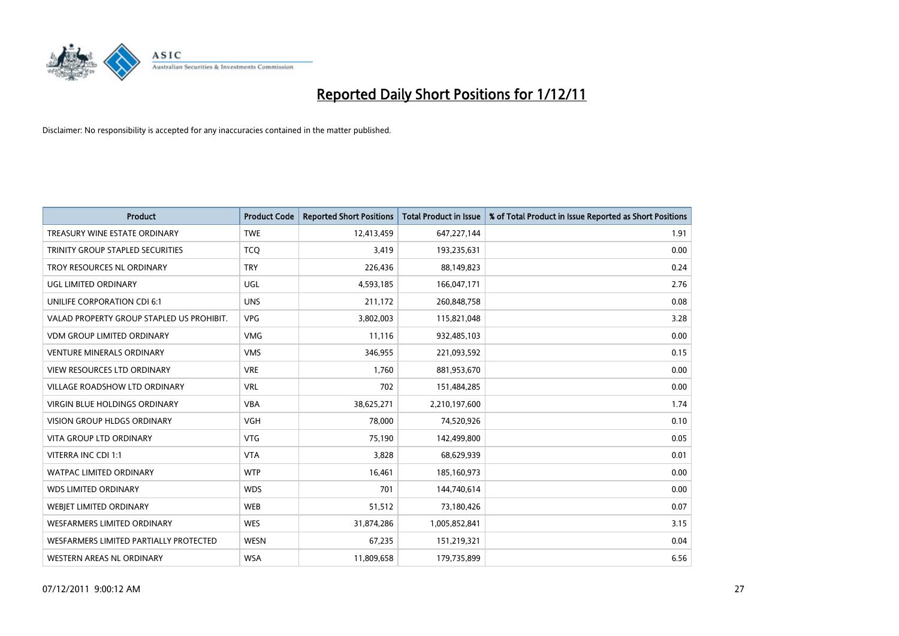# Reported Daily Short Positions for 1/12/11

Disclaimer: No responsibility is accepted for any inaccuracies contained in the matter published.

| Product | Product Code | Reported Short Positions | Total Product in Issue | % of Total Product in Issue Reported as Short Positions |
|---|---|---|---|---|
| TREASURY WINE ESTATE ORDINARY | TWE | 12,413,459 | 647,227,144 | 1.91 |
| TRINITY GROUP STAPLED SECURITIES | TCQ | 3,419 | 193,235,631 | 0.00 |
| TROY RESOURCES NL ORDINARY | TRY | 226,436 | 88,149,823 | 0.24 |
| UGL LIMITED ORDINARY | UGL | 4,593,185 | 166,047,171 | 2.76 |
| UNILIFE CORPORATION CDI 6:1 | UNS | 211,172 | 260,848,758 | 0.08 |
| VALAD PROPERTY GROUP STAPLED US PROHIBIT. | VPG | 3,802,003 | 115,821,048 | 3.28 |
| VDM GROUP LIMITED ORDINARY | VMG | 11,116 | 932,485,103 | 0.00 |
| VENTURE MINERALS ORDINARY | VMS | 346,955 | 221,093,592 | 0.15 |
| VIEW RESOURCES LTD ORDINARY | VRE | 1,760 | 881,953,670 | 0.00 |
| VILLAGE ROADSHOW LTD ORDINARY | VRL | 702 | 151,484,285 | 0.00 |
| VIRGIN BLUE HOLDINGS ORDINARY | VBA | 38,625,271 | 2,210,197,600 | 1.74 |
| VISION GROUP HLDGS ORDINARY | VGH | 78,000 | 74,520,926 | 0.10 |
| VITA GROUP LTD ORDINARY | VTG | 75,190 | 142,499,800 | 0.05 |
| VITERRA INC CDI 1:1 | VTA | 3,828 | 68,629,939 | 0.01 |
| WATPAC LIMITED ORDINARY | WTP | 16,461 | 185,160,973 | 0.00 |
| WDS LIMITED ORDINARY | WDS | 701 | 144,740,614 | 0.00 |
| WEBJET LIMITED ORDINARY | WEB | 51,512 | 73,180,426 | 0.07 |
| WESFARMERS LIMITED ORDINARY | WES | 31,874,286 | 1,005,852,841 | 3.15 |
| WESFARMERS LIMITED PARTIALLY PROTECTED | WESN | 67,235 | 151,219,321 | 0.04 |
| WESTERN AREAS NL ORDINARY | WSA | 11,809,658 | 179,735,899 | 6.56 |

07/12/2011 9:00:12 AM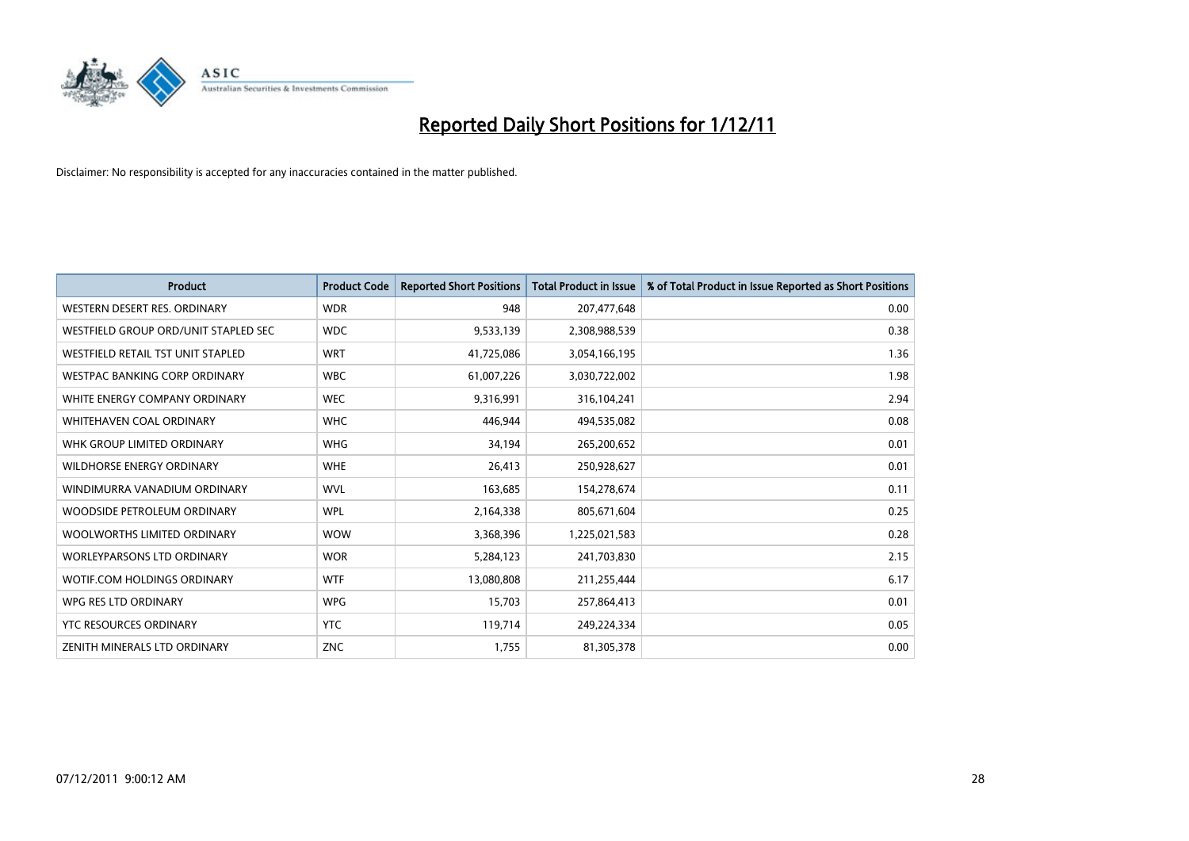# Reported Daily Short Positions for 1/12/11

Disclaimer: No responsibility is accepted for any inaccuracies contained in the matter published.

| Product | Product Code | Reported Short Positions | Total Product in Issue | % of Total Product in Issue Reported as Short Positions |
|---|---|---|---|---|
| WESTERN DESERT RES. ORDINARY | WDR | 948 | 207,477,648 | 0.00 |
| WESTFIELD GROUP ORD/UNIT STAPLED SEC | WDC | 9,533,139 | 2,308,988,539 | 0.38 |
| WESTFIELD RETAIL TST UNIT STAPLED | WRT | 41,725,086 | 3,054,166,195 | 1.36 |
| WESTPAC BANKING CORP ORDINARY | WBC | 61,007,226 | 3,030,722,002 | 1.98 |
| WHITE ENERGY COMPANY ORDINARY | WEC | 9,316,991 | 316,104,241 | 2.94 |
| WHITEHAVEN COAL ORDINARY | WHC | 446,944 | 494,535,082 | 0.08 |
| WHK GROUP LIMITED ORDINARY | WHG | 34,194 | 265,200,652 | 0.01 |
| WILDHORSE ENERGY ORDINARY | WHE | 26,413 | 250,928,627 | 0.01 |
| WINDIMURRA VANADIUM ORDINARY | WVL | 163,685 | 154,278,674 | 0.11 |
| WOODSIDE PETROLEUM ORDINARY | WPL | 2,164,338 | 805,671,604 | 0.25 |
| WOOLWORTHS LIMITED ORDINARY | WOW | 3,368,396 | 1,225,021,583 | 0.28 |
| WORLEYPARSONS LTD ORDINARY | WOR | 5,284,123 | 241,703,830 | 2.15 |
| WOTIF.COM HOLDINGS ORDINARY | WTF | 13,080,808 | 211,255,444 | 6.17 |
| WPG RES LTD ORDINARY | WPG | 15,703 | 257,864,413 | 0.01 |
| YTC RESOURCES ORDINARY | YTC | 119,714 | 249,224,334 | 0.05 |
| ZENITH MINERALS LTD ORDINARY | ZNC | 1,755 | 81,305,378 | 0.00 |